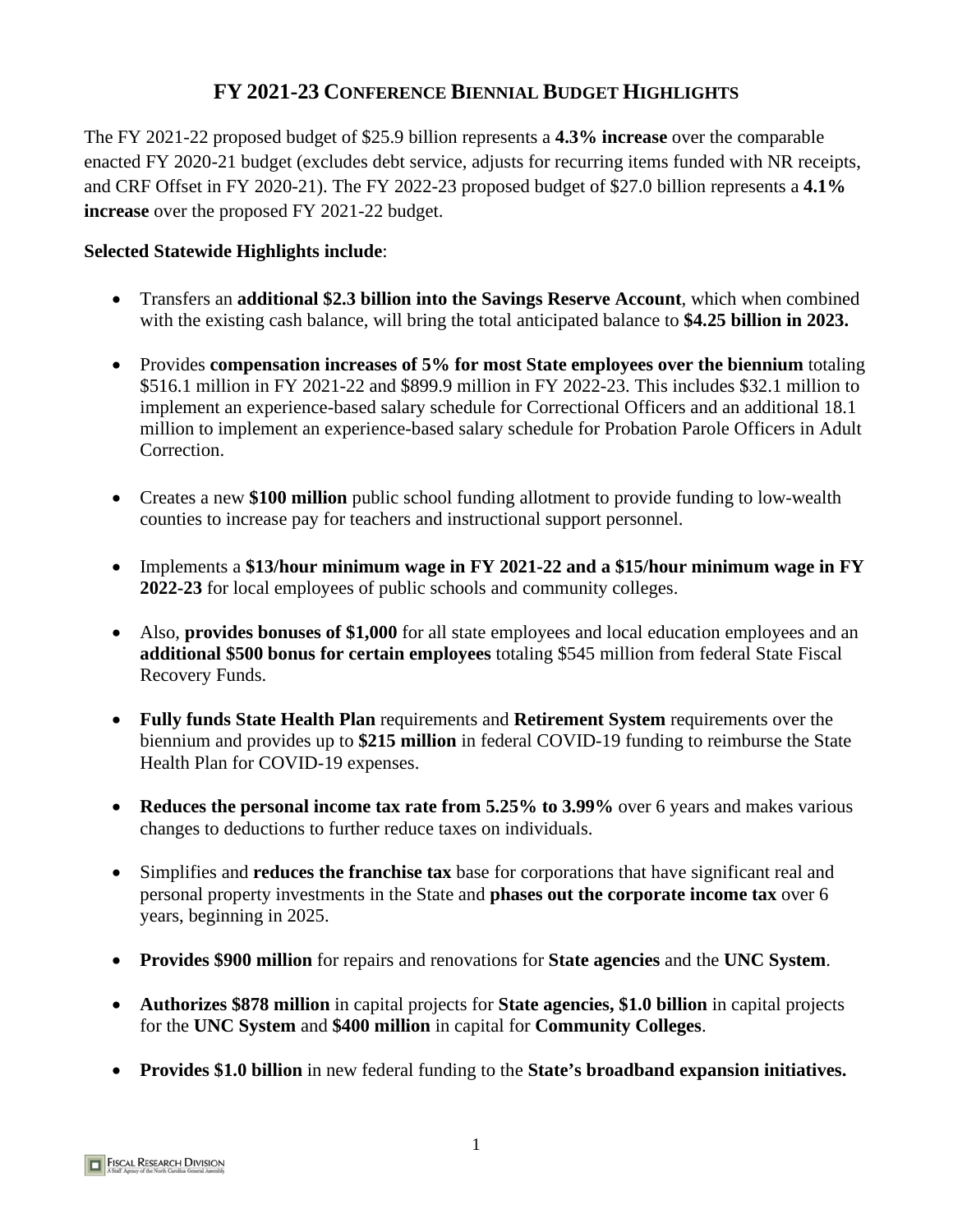# FY 2021-23 CONFERENCE BIENNIAL BUDGET HIGHLIGHTS

The FY 2021-22 proposed budget of $25.9 billion represents a **4.3% increase** over the comparable enacted FY 2020-21 budget (excludes debt service, adjusts for recurring items funded with NR receipts, and CRF Offset in FY 2020-21). The FY 2022-23 proposed budget of $27.0 billion represents a **4.1% increase** over the proposed FY 2021-22 budget.

**Selected Statewide Highlights include**:

- Transfers an **additional $2.3 billion into the Savings Reserve Account**, which when combined with the existing cash balance, will bring the total anticipated balance to **$4.25 billion in 2023.**

- Provides **compensation increases of 5% for most State employees over the biennium** totaling $516.1 million in FY 2021-22 and $899.9 million in FY 2022-23. This includes $32.1 million to implement an experience-based salary schedule for Correctional Officers and an additional 18.1 million to implement an experience-based salary schedule for Probation Parole Officers in Adult Correction.

- Creates a new **$100 million** public school funding allotment to provide funding to low-wealth counties to increase pay for teachers and instructional support personnel.

- Implements a **$13/hour minimum wage in FY 2021-22 and a $15/hour minimum wage in FY 2022-23** for local employees of public schools and community colleges.

- Also, **provides bonuses of $1,000** for all state employees and local education employees and an **additional $500 bonus for certain employees** totaling $545 million from federal State Fiscal Recovery Funds.

- **Fully funds State Health Plan** requirements and **Retirement System** requirements over the biennium and provides up to **$215 million** in federal COVID-19 funding to reimburse the State Health Plan for COVID-19 expenses.

- **Reduces the personal income tax rate from 5.25% to 3.99%** over 6 years and makes various changes to deductions to further reduce taxes on individuals.

- Simplifies and **reduces the franchise tax** base for corporations that have significant real and personal property investments in the State and **phases out the corporate income tax** over 6 years, beginning in 2025.

- **Provides $900 million** for repairs and renovations for **State agencies** and the **UNC System**.

- **Authorizes $878 million** in capital projects for **State agencies, $1.0 billion** in capital projects for the **UNC System** and **$400 million** in capital for **Community Colleges**.

- **Provides $1.0 billion** in new federal funding to the **State's broadband expansion initiatives.**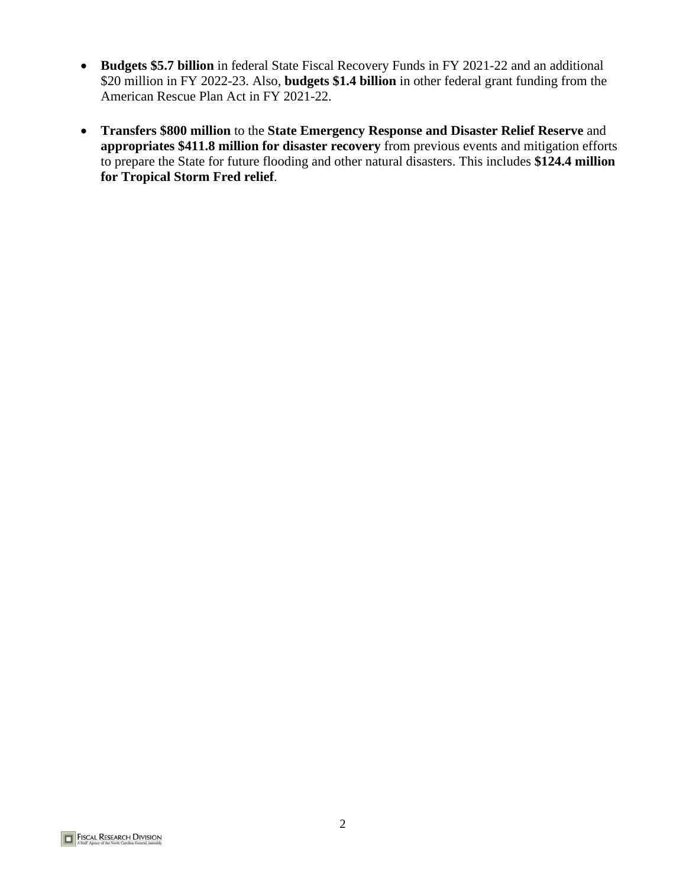- **Budgets $5.7 billion** in federal State Fiscal Recovery Funds in FY 2021-22 and an additional $20 million in FY 2022-23. Also, **budgets $1.4 billion** in other federal grant funding from the American Rescue Plan Act in FY 2021-22.

- **Transfers $800 million** to the **State Emergency Response and Disaster Relief Reserve** and **appropriates $411.8 million for disaster recovery** from previous events and mitigation efforts to prepare the State for future flooding and other natural disasters. This includes **$124.4 million for Tropical Storm Fred relief**.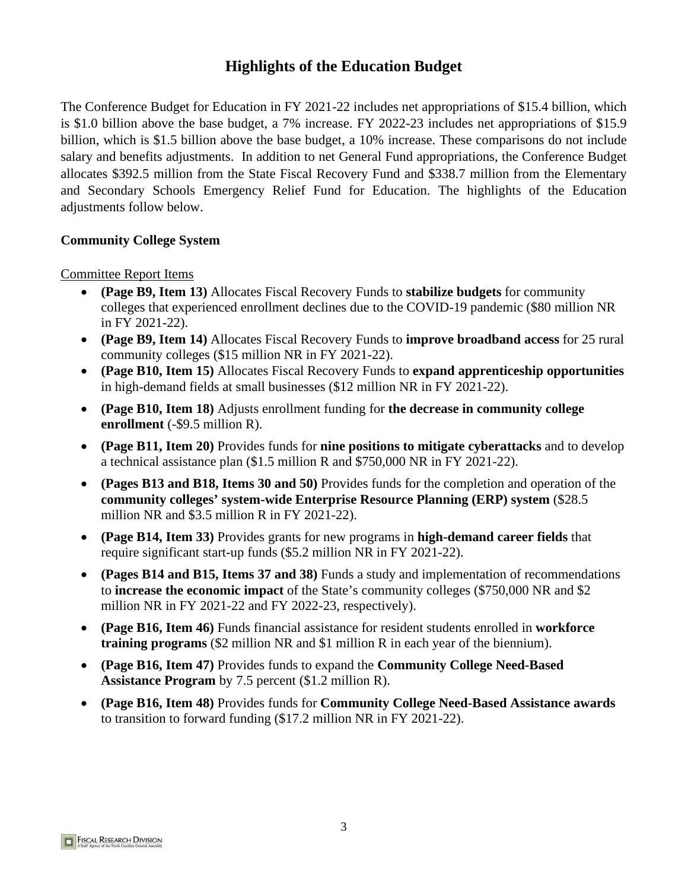# Highlights of the Education Budget

The Conference Budget for Education in FY 2021-22 includes net appropriations of $15.4 billion, which is $1.0 billion above the base budget, a 7% increase. FY 2022-23 includes net appropriations of $15.9 billion, which is $1.5 billion above the base budget, a 10% increase. These comparisons do not include salary and benefits adjustments. In addition to net General Fund appropriations, the Conference Budget allocates $392.5 million from the State Fiscal Recovery Fund and $338.7 million from the Elementary and Secondary Schools Emergency Relief Fund for Education. The highlights of the Education adjustments follow below.

**Community College System**

Committee Report Items

- **(Page B9, Item 13)** Allocates Fiscal Recovery Funds to **stabilize budgets** for community colleges that experienced enrollment declines due to the COVID-19 pandemic ($80 million NR in FY 2021-22).
- **(Page B9, Item 14)** Allocates Fiscal Recovery Funds to **improve broadband access** for 25 rural community colleges ($15 million NR in FY 2021-22).
- **(Page B10, Item 15)** Allocates Fiscal Recovery Funds to **expand apprenticeship opportunities** in high-demand fields at small businesses ($12 million NR in FY 2021-22).
- **(Page B10, Item 18)** Adjusts enrollment funding for **the decrease in community college enrollment** (-$9.5 million R).
- **(Page B11, Item 20)** Provides funds for **nine positions to mitigate cyberattacks** and to develop a technical assistance plan ($1.5 million R and $750,000 NR in FY 2021-22).
- **(Pages B13 and B18, Items 30 and 50)** Provides funds for the completion and operation of the **community colleges' system-wide Enterprise Resource Planning (ERP) system** ($28.5 million NR and $3.5 million R in FY 2021-22).
- **(Page B14, Item 33)** Provides grants for new programs in **high-demand career fields** that require significant start-up funds ($5.2 million NR in FY 2021-22).
- **(Pages B14 and B15, Items 37 and 38)** Funds a study and implementation of recommendations to **increase the economic impact** of the State's community colleges ($750,000 NR and $2 million NR in FY 2021-22 and FY 2022-23, respectively).
- **(Page B16, Item 46)** Funds financial assistance for resident students enrolled in **workforce training programs** ($2 million NR and $1 million R in each year of the biennium).
- **(Page B16, Item 47)** Provides funds to expand the **Community College Need-Based Assistance Program** by 7.5 percent ($1.2 million R).
- **(Page B16, Item 48)** Provides funds for **Community College Need-Based Assistance awards** to transition to forward funding ($17.2 million NR in FY 2021-22).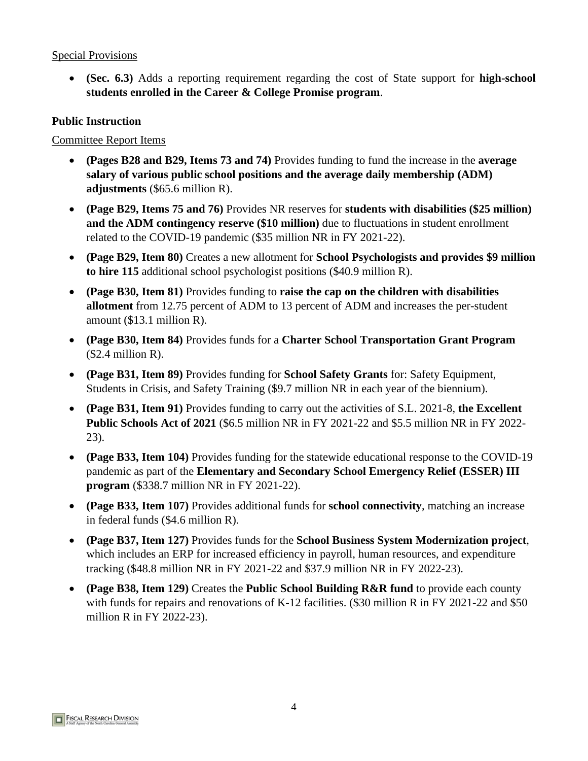<u>Special Provisions</u>

- **(Sec. 6.3)** Adds a reporting requirement regarding the cost of State support for **high-school students enrolled in the Career & College Promise program**.

**Public Instruction**

<u>Committee Report Items</u>

- **(Pages B28 and B29, Items 73 and 74)** Provides funding to fund the increase in the **average salary of various public school positions and the average daily membership (ADM) adjustments** ($65.6 million R).
- **(Page B29, Items 75 and 76)** Provides NR reserves for **students with disabilities ($25 million) and the ADM contingency reserve ($10 million)** due to fluctuations in student enrollment related to the COVID-19 pandemic ($35 million NR in FY 2021-22).
- **(Page B29, Item 80)** Creates a new allotment for **School Psychologists and provides $9 million to hire 115** additional school psychologist positions ($40.9 million R).
- **(Page B30, Item 81)** Provides funding to **raise the cap on the children with disabilities allotment** from 12.75 percent of ADM to 13 percent of ADM and increases the per-student amount ($13.1 million R).
- **(Page B30, Item 84)** Provides funds for a **Charter School Transportation Grant Program** ($2.4 million R).
- **(Page B31, Item 89)** Provides funding for **School Safety Grants** for: Safety Equipment, Students in Crisis, and Safety Training ($9.7 million NR in each year of the biennium).
- **(Page B31, Item 91)** Provides funding to carry out the activities of S.L. 2021-8, **the Excellent Public Schools Act of 2021** ($6.5 million NR in FY 2021-22 and $5.5 million NR in FY 2022-23).
- **(Page B33, Item 104)** Provides funding for the statewide educational response to the COVID-19 pandemic as part of the **Elementary and Secondary School Emergency Relief (ESSER) III program** ($338.7 million NR in FY 2021-22).
- **(Page B33, Item 107)** Provides additional funds for **school connectivity**, matching an increase in federal funds ($4.6 million R).
- **(Page B37, Item 127)** Provides funds for the **School Business System Modernization project**, which includes an ERP for increased efficiency in payroll, human resources, and expenditure tracking ($48.8 million NR in FY 2021-22 and $37.9 million NR in FY 2022-23).
- **(Page B38, Item 129)** Creates the **Public School Building R&R fund** to provide each county with funds for repairs and renovations of K-12 facilities. ($30 million R in FY 2021-22 and $50 million R in FY 2022-23).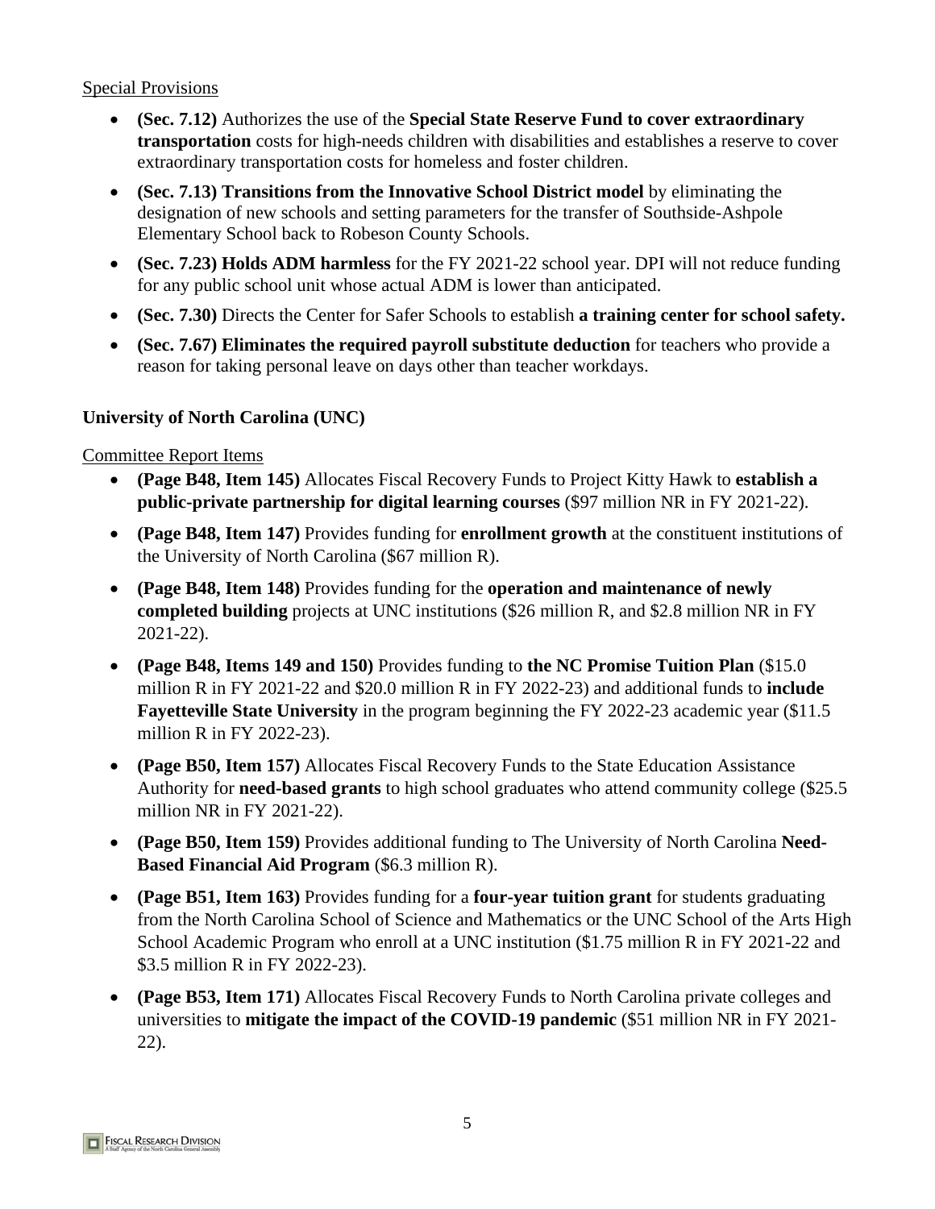Special Provisions

- **(Sec. 7.12)** Authorizes the use of the **Special State Reserve Fund to cover extraordinary transportation** costs for high-needs children with disabilities and establishes a reserve to cover extraordinary transportation costs for homeless and foster children.
- **(Sec. 7.13) Transitions from the Innovative School District model** by eliminating the designation of new schools and setting parameters for the transfer of Southside-Ashpole Elementary School back to Robeson County Schools.
- **(Sec. 7.23) Holds ADM harmless** for the FY 2021-22 school year. DPI will not reduce funding for any public school unit whose actual ADM is lower than anticipated.
- **(Sec. 7.30)** Directs the Center for Safer Schools to establish **a training center for school safety.**
- **(Sec. 7.67) Eliminates the required payroll substitute deduction** for teachers who provide a reason for taking personal leave on days other than teacher workdays.

**University of North Carolina (UNC)**

Committee Report Items

- **(Page B48, Item 145)** Allocates Fiscal Recovery Funds to Project Kitty Hawk to **establish a public-private partnership for digital learning courses** ($97 million NR in FY 2021-22).
- **(Page B48, Item 147)** Provides funding for **enrollment growth** at the constituent institutions of the University of North Carolina ($67 million R).
- **(Page B48, Item 148)** Provides funding for the **operation and maintenance of newly completed building** projects at UNC institutions ($26 million R, and $2.8 million NR in FY 2021-22).
- **(Page B48, Items 149 and 150)** Provides funding to **the NC Promise Tuition Plan** ($15.0 million R in FY 2021-22 and $20.0 million R in FY 2022-23) and additional funds to **include Fayetteville State University** in the program beginning the FY 2022-23 academic year ($11.5 million R in FY 2022-23).
- **(Page B50, Item 157)** Allocates Fiscal Recovery Funds to the State Education Assistance Authority for **need-based grants** to high school graduates who attend community college ($25.5 million NR in FY 2021-22).
- **(Page B50, Item 159)** Provides additional funding to The University of North Carolina **Need-Based Financial Aid Program** ($6.3 million R).
- **(Page B51, Item 163)** Provides funding for a **four-year tuition grant** for students graduating from the North Carolina School of Science and Mathematics or the UNC School of the Arts High School Academic Program who enroll at a UNC institution ($1.75 million R in FY 2021-22 and $3.5 million R in FY 2022-23).
- **(Page B53, Item 171)** Allocates Fiscal Recovery Funds to North Carolina private colleges and universities to **mitigate the impact of the COVID-19 pandemic** ($51 million NR in FY 2021-22).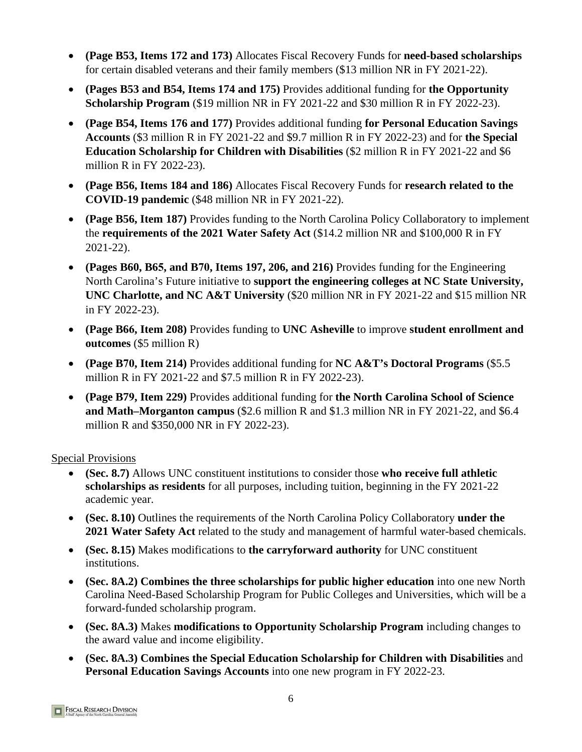- **(Page B53, Items 172 and 173)** Allocates Fiscal Recovery Funds for **need-based scholarships** for certain disabled veterans and their family members ($13 million NR in FY 2021-22).
- **(Pages B53 and B54, Items 174 and 175)** Provides additional funding for **the Opportunity Scholarship Program** ($19 million NR in FY 2021-22 and $30 million R in FY 2022-23).
- **(Page B54, Items 176 and 177)** Provides additional funding **for Personal Education Savings Accounts** ($3 million R in FY 2021-22 and $9.7 million R in FY 2022-23) and for **the Special Education Scholarship for Children with Disabilities** ($2 million R in FY 2021-22 and $6 million R in FY 2022-23).
- **(Page B56, Items 184 and 186)** Allocates Fiscal Recovery Funds for **research related to the COVID-19 pandemic** ($48 million NR in FY 2021-22).
- **(Page B56, Item 187)** Provides funding to the North Carolina Policy Collaboratory to implement the **requirements of the 2021 Water Safety Act** ($14.2 million NR and $100,000 R in FY 2021-22).
- **(Pages B60, B65, and B70, Items 197, 206, and 216)** Provides funding for the Engineering North Carolina's Future initiative to **support the engineering colleges at NC State University, UNC Charlotte, and NC A&T University** ($20 million NR in FY 2021-22 and $15 million NR in FY 2022-23).
- **(Page B66, Item 208)** Provides funding to **UNC Asheville** to improve **student enrollment and outcomes** ($5 million R)
- **(Page B70, Item 214)** Provides additional funding for **NC A&T's Doctoral Programs** ($5.5 million R in FY 2021-22 and $7.5 million R in FY 2022-23).
- **(Page B79, Item 229)** Provides additional funding for **the North Carolina School of Science and Math–Morganton campus** ($2.6 million R and $1.3 million NR in FY 2021-22, and $6.4 million R and $350,000 NR in FY 2022-23).

Special Provisions

- **(Sec. 8.7)** Allows UNC constituent institutions to consider those **who receive full athletic scholarships as residents** for all purposes, including tuition, beginning in the FY 2021-22 academic year.
- **(Sec. 8.10)** Outlines the requirements of the North Carolina Policy Collaboratory **under the 2021 Water Safety Act** related to the study and management of harmful water-based chemicals.
- **(Sec. 8.15)** Makes modifications to **the carryforward authority** for UNC constituent institutions.
- **(Sec. 8A.2) Combines the three scholarships for public higher education** into one new North Carolina Need-Based Scholarship Program for Public Colleges and Universities, which will be a forward-funded scholarship program.
- **(Sec. 8A.3)** Makes **modifications to Opportunity Scholarship Program** including changes to the award value and income eligibility.
- **(Sec. 8A.3) Combines the Special Education Scholarship for Children with Disabilities** and **Personal Education Savings Accounts** into one new program in FY 2022-23.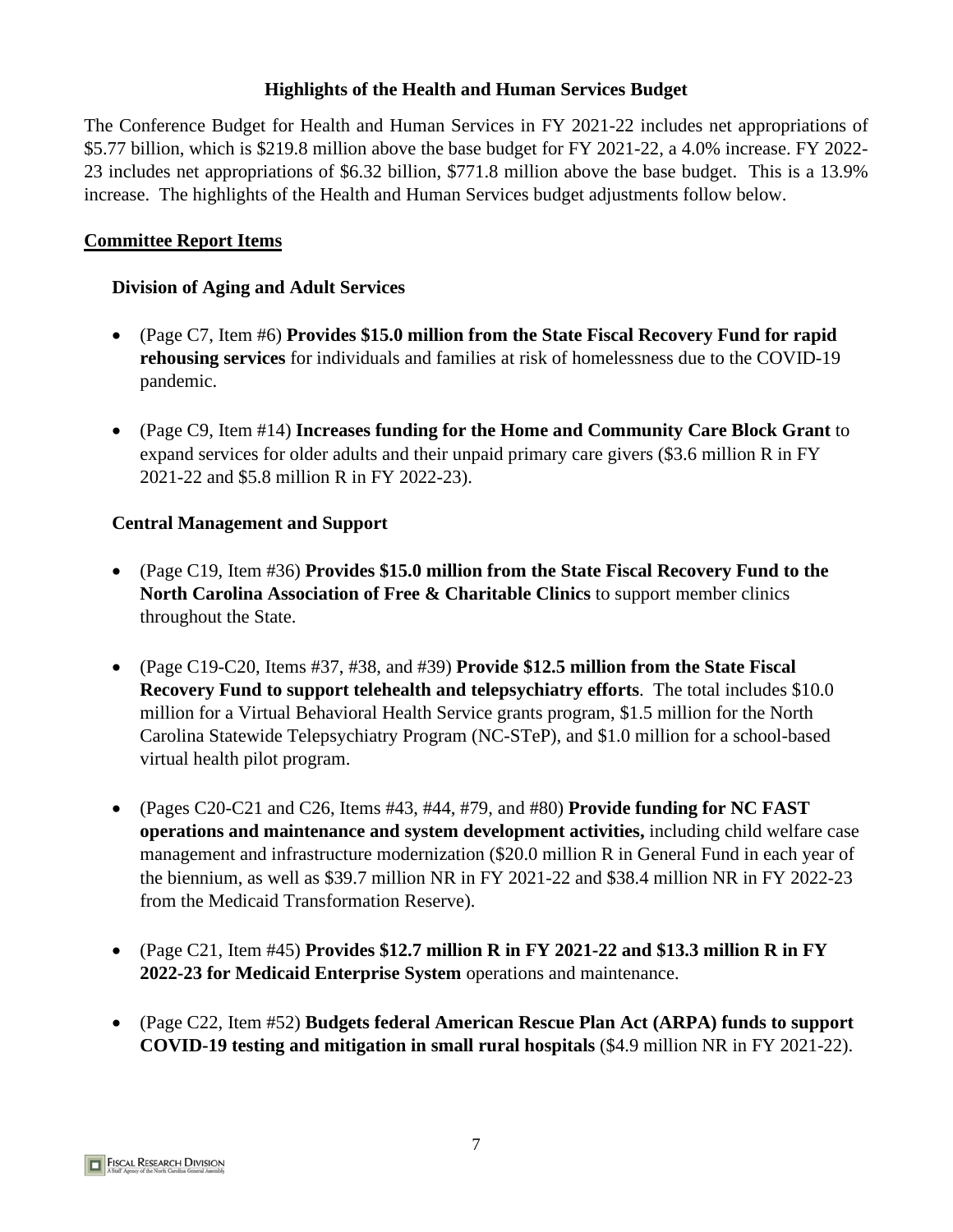## Highlights of the Health and Human Services Budget

The Conference Budget for Health and Human Services in FY 2021-22 includes net appropriations of \$5.77 billion, which is \$219.8 million above the base budget for FY 2021-22, a 4.0% increase. FY 2022-23 includes net appropriations of \$6.32 billion, \$771.8 million above the base budget. This is a 13.9% increase. The highlights of the Health and Human Services budget adjustments follow below.

### Committee Report Items

#### Division of Aging and Adult Services

- (Page C7, Item #6) **Provides \$15.0 million from the State Fiscal Recovery Fund for rapid rehousing services** for individuals and families at risk of homelessness due to the COVID-19 pandemic.
- (Page C9, Item #14) **Increases funding for the Home and Community Care Block Grant** to expand services for older adults and their unpaid primary care givers (\$3.6 million R in FY 2021-22 and \$5.8 million R in FY 2022-23).

#### Central Management and Support

- (Page C19, Item #36) **Provides \$15.0 million from the State Fiscal Recovery Fund to the North Carolina Association of Free & Charitable Clinics** to support member clinics throughout the State.
- (Page C19-C20, Items #37, #38, and #39) **Provide \$12.5 million from the State Fiscal Recovery Fund to support telehealth and telepsychiatry efforts**. The total includes \$10.0 million for a Virtual Behavioral Health Service grants program, \$1.5 million for the North Carolina Statewide Telepsychiatry Program (NC-STeP), and \$1.0 million for a school-based virtual health pilot program.
- (Pages C20-C21 and C26, Items #43, #44, #79, and #80) **Provide funding for NC FAST operations and maintenance and system development activities,** including child welfare case management and infrastructure modernization (\$20.0 million R in General Fund in each year of the biennium, as well as \$39.7 million NR in FY 2021-22 and \$38.4 million NR in FY 2022-23 from the Medicaid Transformation Reserve).
- (Page C21, Item #45) **Provides \$12.7 million R in FY 2021-22 and \$13.3 million R in FY 2022-23 for Medicaid Enterprise System** operations and maintenance.
- (Page C22, Item #52) **Budgets federal American Rescue Plan Act (ARPA) funds to support COVID-19 testing and mitigation in small rural hospitals** (\$4.9 million NR in FY 2021-22).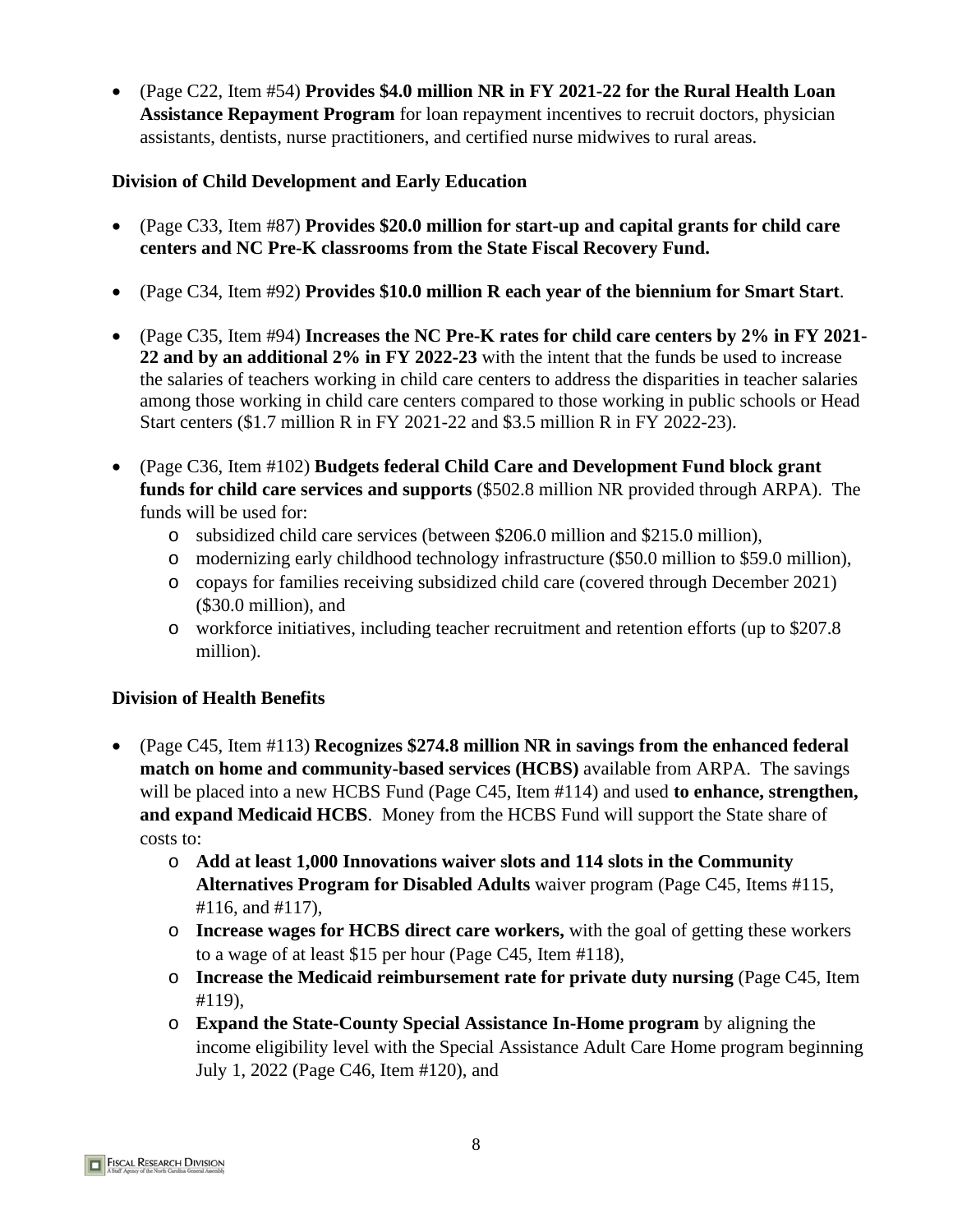- (Page C22, Item #54) **Provides $4.0 million NR in FY 2021-22 for the Rural Health Loan Assistance Repayment Program** for loan repayment incentives to recruit doctors, physician assistants, dentists, nurse practitioners, and certified nurse midwives to rural areas.

**Division of Child Development and Early Education**

- (Page C33, Item #87) **Provides $20.0 million for start-up and capital grants for child care centers and NC Pre-K classrooms from the State Fiscal Recovery Fund.**
- (Page C34, Item #92) **Provides $10.0 million R each year of the biennium for Smart Start**.
- (Page C35, Item #94) **Increases the NC Pre-K rates for child care centers by 2% in FY 2021-22 and by an additional 2% in FY 2022-23** with the intent that the funds be used to increase the salaries of teachers working in child care centers to address the disparities in teacher salaries among those working in child care centers compared to those working in public schools or Head Start centers ($1.7 million R in FY 2021-22 and $3.5 million R in FY 2022-23).
- (Page C36, Item #102) **Budgets federal Child Care and Development Fund block grant funds for child care services and supports** ($502.8 million NR provided through ARPA). The funds will be used for:
  - subsidized child care services (between $206.0 million and $215.0 million),
  - modernizing early childhood technology infrastructure ($50.0 million to $59.0 million),
  - copays for families receiving subsidized child care (covered through December 2021) ($30.0 million), and
  - workforce initiatives, including teacher recruitment and retention efforts (up to $207.8 million).

**Division of Health Benefits**

- (Page C45, Item #113) **Recognizes $274.8 million NR in savings from the enhanced federal match on home and community-based services (HCBS)** available from ARPA. The savings will be placed into a new HCBS Fund (Page C45, Item #114) and used **to enhance, strengthen, and expand Medicaid HCBS**. Money from the HCBS Fund will support the State share of costs to:
  - **Add at least 1,000 Innovations waiver slots and 114 slots in the Community Alternatives Program for Disabled Adults** waiver program (Page C45, Items #115, #116, and #117),
  - **Increase wages for HCBS direct care workers,** with the goal of getting these workers to a wage of at least $15 per hour (Page C45, Item #118),
  - **Increase the Medicaid reimbursement rate for private duty nursing** (Page C45, Item #119),
  - **Expand the State-County Special Assistance In-Home program** by aligning the income eligibility level with the Special Assistance Adult Care Home program beginning July 1, 2022 (Page C46, Item #120), and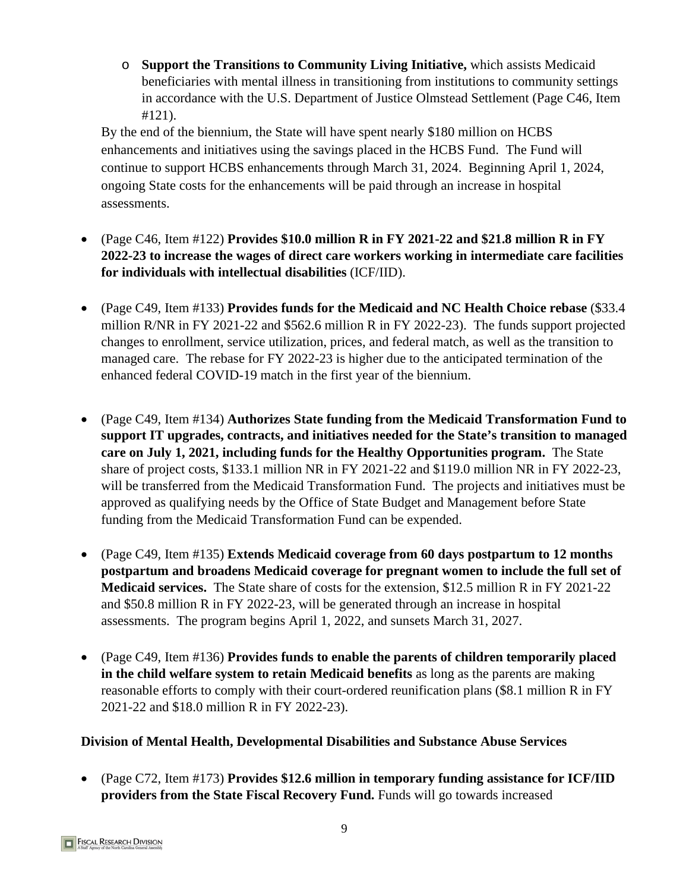- **Support the Transitions to Community Living Initiative,** which assists Medicaid beneficiaries with mental illness in transitioning from institutions to community settings in accordance with the U.S. Department of Justice Olmstead Settlement (Page C46, Item #121).

  By the end of the biennium, the State will have spent nearly $180 million on HCBS enhancements and initiatives using the savings placed in the HCBS Fund. The Fund will continue to support HCBS enhancements through March 31, 2024. Beginning April 1, 2024, ongoing State costs for the enhancements will be paid through an increase in hospital assessments.

- (Page C46, Item #122) **Provides $10.0 million R in FY 2021-22 and $21.8 million R in FY 2022-23 to increase the wages of direct care workers working in intermediate care facilities for individuals with intellectual disabilities** (ICF/IID).

- (Page C49, Item #133) **Provides funds for the Medicaid and NC Health Choice rebase** ($33.4 million R/NR in FY 2021-22 and $562.6 million R in FY 2022-23). The funds support projected changes to enrollment, service utilization, prices, and federal match, as well as the transition to managed care. The rebase for FY 2022-23 is higher due to the anticipated termination of the enhanced federal COVID-19 match in the first year of the biennium.

- (Page C49, Item #134) **Authorizes State funding from the Medicaid Transformation Fund to support IT upgrades, contracts, and initiatives needed for the State's transition to managed care on July 1, 2021, including funds for the Healthy Opportunities program.** The State share of project costs, $133.1 million NR in FY 2021-22 and $119.0 million NR in FY 2022-23, will be transferred from the Medicaid Transformation Fund. The projects and initiatives must be approved as qualifying needs by the Office of State Budget and Management before State funding from the Medicaid Transformation Fund can be expended.

- (Page C49, Item #135) **Extends Medicaid coverage from 60 days postpartum to 12 months postpartum and broadens Medicaid coverage for pregnant women to include the full set of Medicaid services.** The State share of costs for the extension, $12.5 million R in FY 2021-22 and $50.8 million R in FY 2022-23, will be generated through an increase in hospital assessments. The program begins April 1, 2022, and sunsets March 31, 2027.

- (Page C49, Item #136) **Provides funds to enable the parents of children temporarily placed in the child welfare system to retain Medicaid benefits** as long as the parents are making reasonable efforts to comply with their court-ordered reunification plans ($8.1 million R in FY 2021-22 and $18.0 million R in FY 2022-23).

**Division of Mental Health, Developmental Disabilities and Substance Abuse Services**

- (Page C72, Item #173) **Provides $12.6 million in temporary funding assistance for ICF/IID providers from the State Fiscal Recovery Fund.** Funds will go towards increased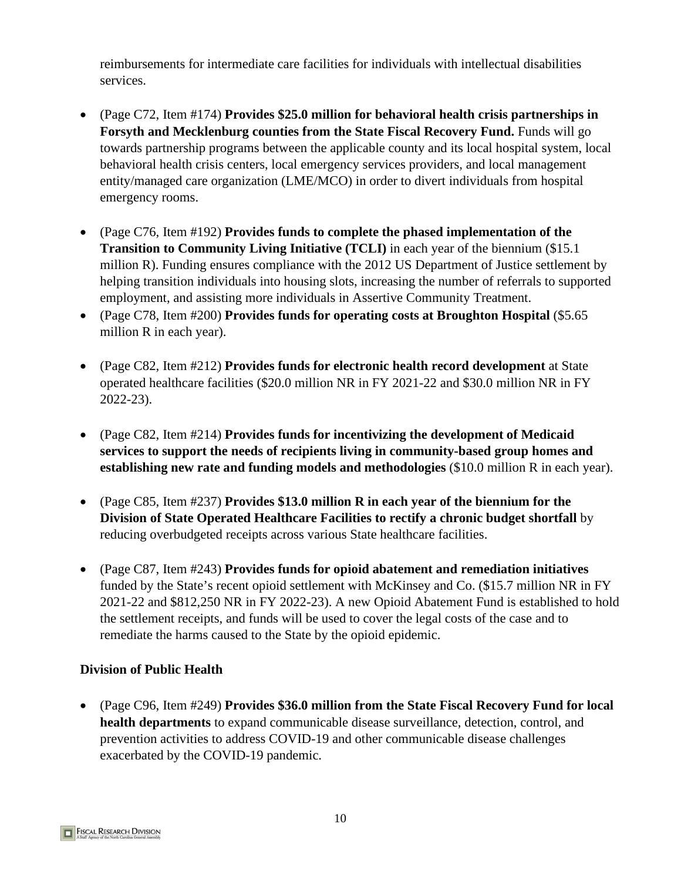reimbursements for intermediate care facilities for individuals with intellectual disabilities services.

- (Page C72, Item #174) **Provides $25.0 million for behavioral health crisis partnerships in Forsyth and Mecklenburg counties from the State Fiscal Recovery Fund.** Funds will go towards partnership programs between the applicable county and its local hospital system, local behavioral health crisis centers, local emergency services providers, and local management entity/managed care organization (LME/MCO) in order to divert individuals from hospital emergency rooms.

- (Page C76, Item #192) **Provides funds to complete the phased implementation of the Transition to Community Living Initiative (TCLI)** in each year of the biennium ($15.1 million R). Funding ensures compliance with the 2012 US Department of Justice settlement by helping transition individuals into housing slots, increasing the number of referrals to supported employment, and assisting more individuals in Assertive Community Treatment.
- (Page C78, Item #200) **Provides funds for operating costs at Broughton Hospital** ($5.65 million R in each year).

- (Page C82, Item #212) **Provides funds for electronic health record development** at State operated healthcare facilities ($20.0 million NR in FY 2021-22 and $30.0 million NR in FY 2022-23).

- (Page C82, Item #214) **Provides funds for incentivizing the development of Medicaid services to support the needs of recipients living in community-based group homes and establishing new rate and funding models and methodologies** ($10.0 million R in each year).

- (Page C85, Item #237) **Provides $13.0 million R in each year of the biennium for the Division of State Operated Healthcare Facilities to rectify a chronic budget shortfall** by reducing overbudgeted receipts across various State healthcare facilities.

- (Page C87, Item #243) **Provides funds for opioid abatement and remediation initiatives** funded by the State's recent opioid settlement with McKinsey and Co. ($15.7 million NR in FY 2021-22 and $812,250 NR in FY 2022-23). A new Opioid Abatement Fund is established to hold the settlement receipts, and funds will be used to cover the legal costs of the case and to remediate the harms caused to the State by the opioid epidemic.

**Division of Public Health**

- (Page C96, Item #249) **Provides $36.0 million from the State Fiscal Recovery Fund for local health departments** to expand communicable disease surveillance, detection, control, and prevention activities to address COVID-19 and other communicable disease challenges exacerbated by the COVID-19 pandemic.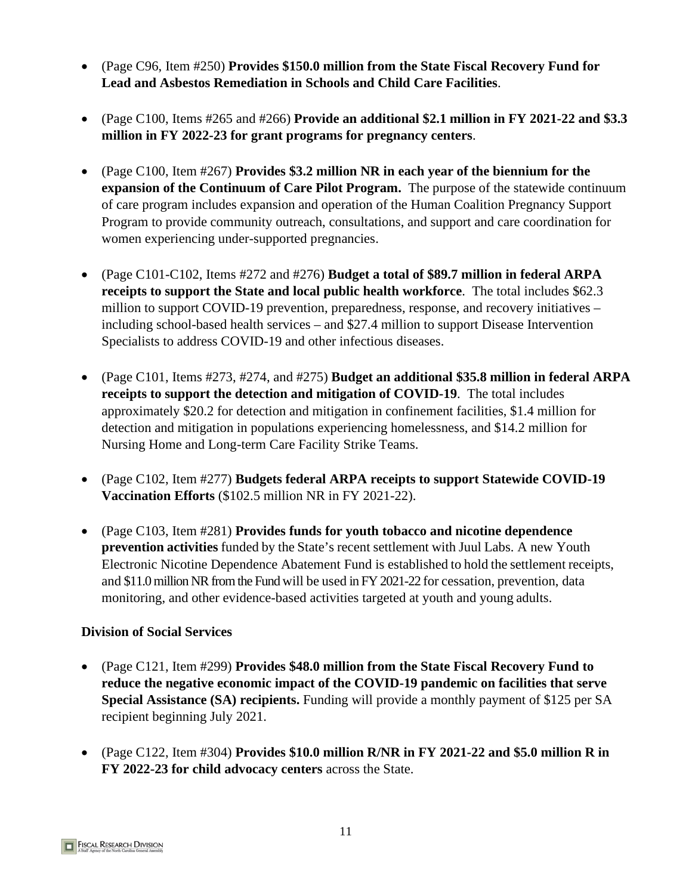- (Page C96, Item #250) **Provides $150.0 million from the State Fiscal Recovery Fund for Lead and Asbestos Remediation in Schools and Child Care Facilities**.

- (Page C100, Items #265 and #266) **Provide an additional $2.1 million in FY 2021-22 and $3.3 million in FY 2022-23 for grant programs for pregnancy centers**.

- (Page C100, Item #267) **Provides $3.2 million NR in each year of the biennium for the expansion of the Continuum of Care Pilot Program.** The purpose of the statewide continuum of care program includes expansion and operation of the Human Coalition Pregnancy Support Program to provide community outreach, consultations, and support and care coordination for women experiencing under-supported pregnancies.

- (Page C101-C102, Items #272 and #276) **Budget a total of $89.7 million in federal ARPA receipts to support the State and local public health workforce**. The total includes $62.3 million to support COVID-19 prevention, preparedness, response, and recovery initiatives – including school-based health services – and $27.4 million to support Disease Intervention Specialists to address COVID-19 and other infectious diseases.

- (Page C101, Items #273, #274, and #275) **Budget an additional $35.8 million in federal ARPA receipts to support the detection and mitigation of COVID-19**. The total includes approximately $20.2 for detection and mitigation in confinement facilities, $1.4 million for detection and mitigation in populations experiencing homelessness, and $14.2 million for Nursing Home and Long-term Care Facility Strike Teams.

- (Page C102, Item #277) **Budgets federal ARPA receipts to support Statewide COVID-19 Vaccination Efforts** ($102.5 million NR in FY 2021-22).

- (Page C103, Item #281) **Provides funds for youth tobacco and nicotine dependence prevention activities** funded by the State's recent settlement with Juul Labs. A new Youth Electronic Nicotine Dependence Abatement Fund is established to hold the settlement receipts, and $11.0 million NR from the Fund will be used in FY 2021-22 for cessation, prevention, data monitoring, and other evidence-based activities targeted at youth and young adults.

**Division of Social Services**

- (Page C121, Item #299) **Provides $48.0 million from the State Fiscal Recovery Fund to reduce the negative economic impact of the COVID-19 pandemic on facilities that serve Special Assistance (SA) recipients.** Funding will provide a monthly payment of $125 per SA recipient beginning July 2021.

- (Page C122, Item #304) **Provides $10.0 million R/NR in FY 2021-22 and $5.0 million R in FY 2022-23 for child advocacy centers** across the State.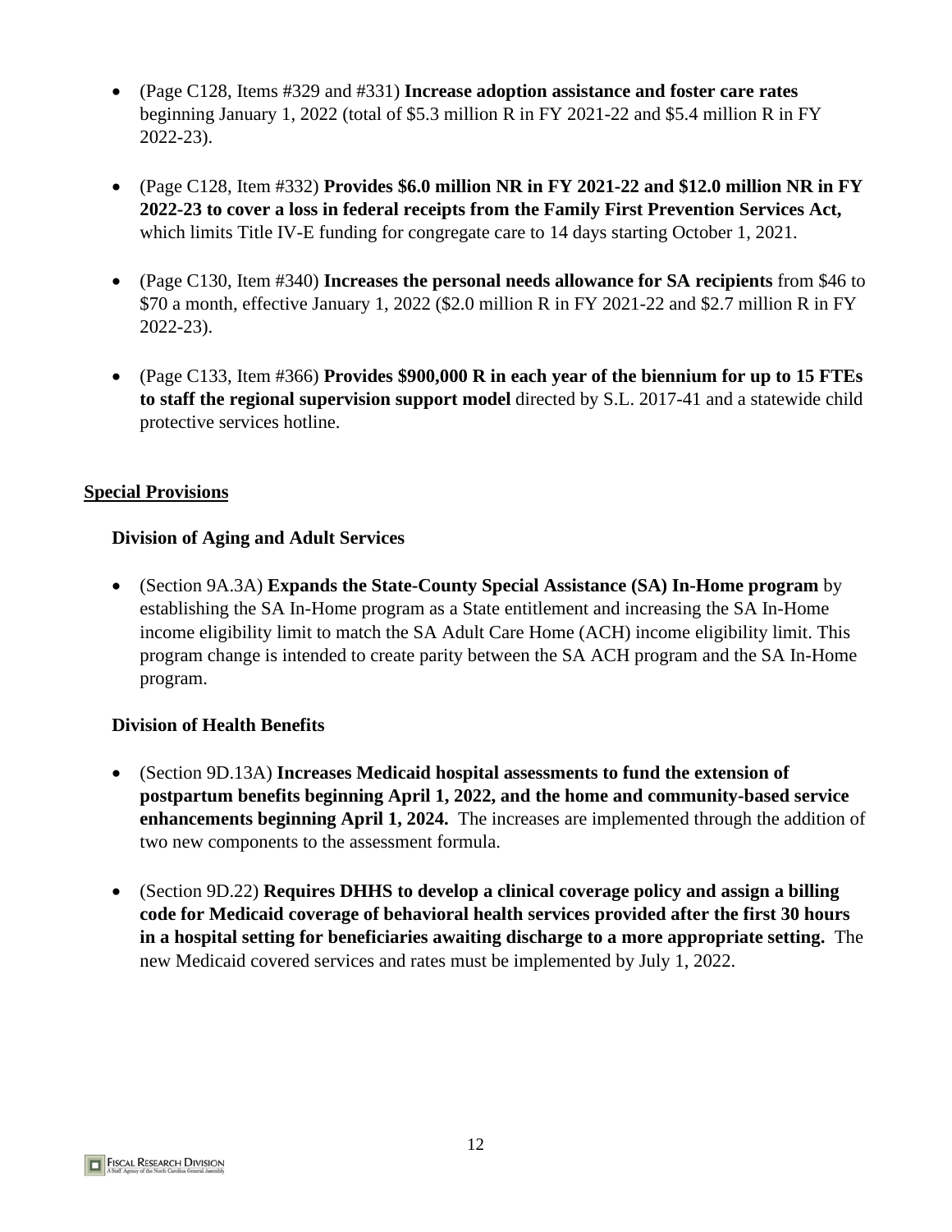- (Page C128, Items #329 and #331) **Increase adoption assistance and foster care rates** beginning January 1, 2022 (total of $5.3 million R in FY 2021-22 and $5.4 million R in FY 2022-23).

- (Page C128, Item #332) **Provides $6.0 million NR in FY 2021-22 and $12.0 million NR in FY 2022-23 to cover a loss in federal receipts from the Family First Prevention Services Act,** which limits Title IV-E funding for congregate care to 14 days starting October 1, 2021.

- (Page C130, Item #340) **Increases the personal needs allowance for SA recipients** from $46 to $70 a month, effective January 1, 2022 ($2.0 million R in FY 2021-22 and $2.7 million R in FY 2022-23).

- (Page C133, Item #366) **Provides $900,000 R in each year of the biennium for up to 15 FTEs to staff the regional supervision support model** directed by S.L. 2017-41 and a statewide child protective services hotline.

## Special Provisions

### Division of Aging and Adult Services

- (Section 9A.3A) **Expands the State-County Special Assistance (SA) In-Home program** by establishing the SA In-Home program as a State entitlement and increasing the SA In-Home income eligibility limit to match the SA Adult Care Home (ACH) income eligibility limit. This program change is intended to create parity between the SA ACH program and the SA In-Home program.

### Division of Health Benefits

- (Section 9D.13A) **Increases Medicaid hospital assessments to fund the extension of postpartum benefits beginning April 1, 2022, and the home and community-based service enhancements beginning April 1, 2024.** The increases are implemented through the addition of two new components to the assessment formula.

- (Section 9D.22) **Requires DHHS to develop a clinical coverage policy and assign a billing code for Medicaid coverage of behavioral health services provided after the first 30 hours in a hospital setting for beneficiaries awaiting discharge to a more appropriate setting.** The new Medicaid covered services and rates must be implemented by July 1, 2022.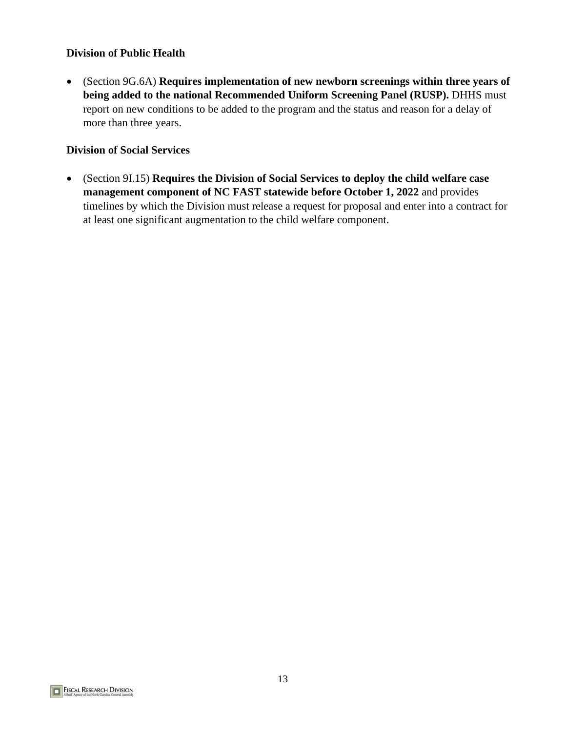**Division of Public Health**

- (Section 9G.6A) **Requires implementation of new newborn screenings within three years of being added to the national Recommended Uniform Screening Panel (RUSP).** DHHS must report on new conditions to be added to the program and the status and reason for a delay of more than three years.

**Division of Social Services**

- (Section 9I.15) **Requires the Division of Social Services to deploy the child welfare case management component of NC FAST statewide before October 1, 2022** and provides timelines by which the Division must release a request for proposal and enter into a contract for at least one significant augmentation to the child welfare component.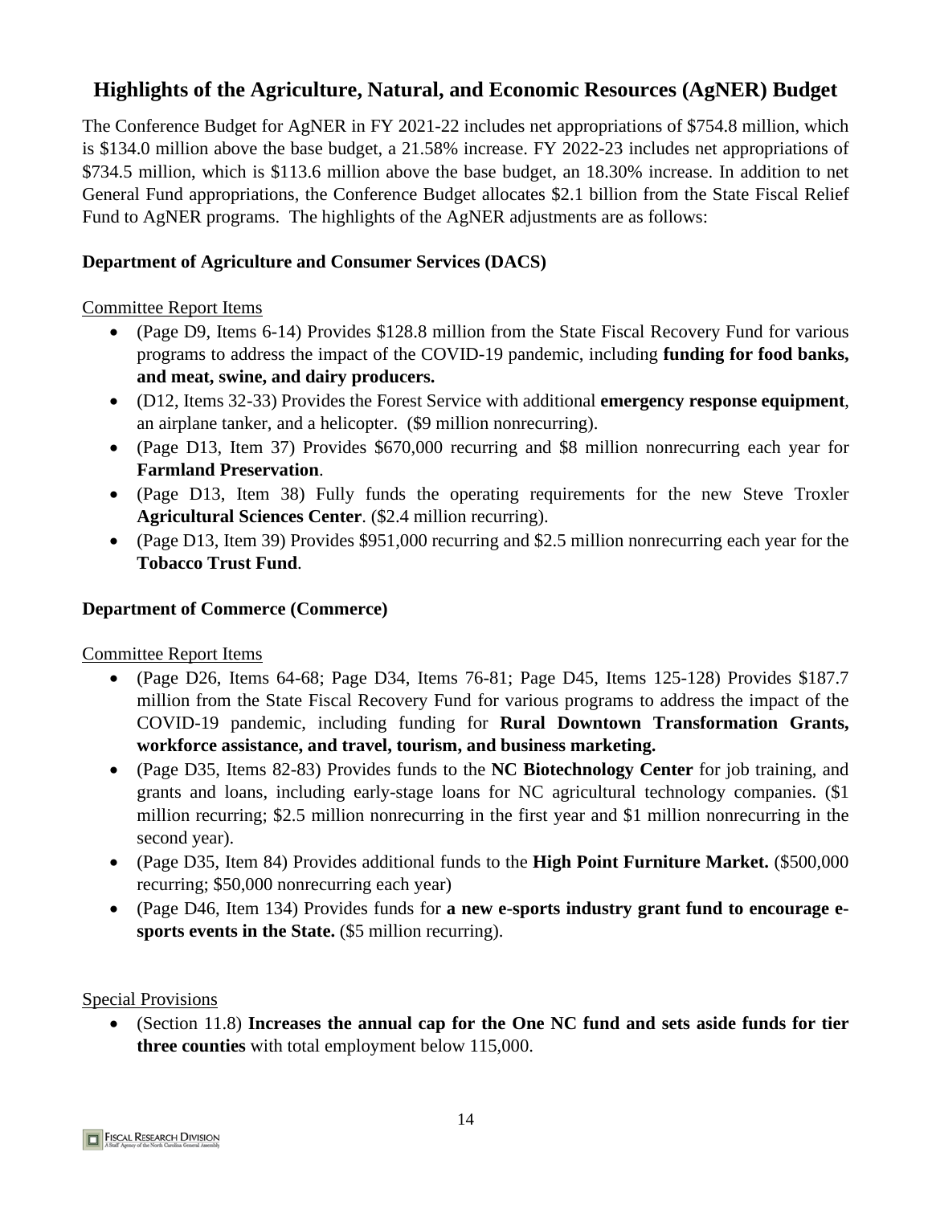## Highlights of the Agriculture, Natural, and Economic Resources (AgNER) Budget

The Conference Budget for AgNER in FY 2021-22 includes net appropriations of $754.8 million, which is $134.0 million above the base budget, a 21.58% increase. FY 2022-23 includes net appropriations of $734.5 million, which is $113.6 million above the base budget, an 18.30% increase. In addition to net General Fund appropriations, the Conference Budget allocates $2.1 billion from the State Fiscal Relief Fund to AgNER programs. The highlights of the AgNER adjustments are as follows:

### Department of Agriculture and Consumer Services (DACS)

Committee Report Items

- (Page D9, Items 6-14) Provides $128.8 million from the State Fiscal Recovery Fund for various programs to address the impact of the COVID-19 pandemic, including **funding for food banks, and meat, swine, and dairy producers.**
- (D12, Items 32-33) Provides the Forest Service with additional **emergency response equipment**, an airplane tanker, and a helicopter. ($9 million nonrecurring).
- (Page D13, Item 37) Provides $670,000 recurring and $8 million nonrecurring each year for **Farmland Preservation**.
- (Page D13, Item 38) Fully funds the operating requirements for the new Steve Troxler **Agricultural Sciences Center**. ($2.4 million recurring).
- (Page D13, Item 39) Provides $951,000 recurring and $2.5 million nonrecurring each year for the **Tobacco Trust Fund**.

### Department of Commerce (Commerce)

Committee Report Items

- (Page D26, Items 64-68; Page D34, Items 76-81; Page D45, Items 125-128) Provides $187.7 million from the State Fiscal Recovery Fund for various programs to address the impact of the COVID-19 pandemic, including funding for **Rural Downtown Transformation Grants, workforce assistance, and travel, tourism, and business marketing.**
- (Page D35, Items 82-83) Provides funds to the **NC Biotechnology Center** for job training, and grants and loans, including early-stage loans for NC agricultural technology companies. ($1 million recurring; $2.5 million nonrecurring in the first year and $1 million nonrecurring in the second year).
- (Page D35, Item 84) Provides additional funds to the **High Point Furniture Market.** ($500,000 recurring; $50,000 nonrecurring each year)
- (Page D46, Item 134) Provides funds for **a new e-sports industry grant fund to encourage e-sports events in the State.** ($5 million recurring).

Special Provisions

- (Section 11.8) **Increases the annual cap for the One NC fund and sets aside funds for tier three counties** with total employment below 115,000.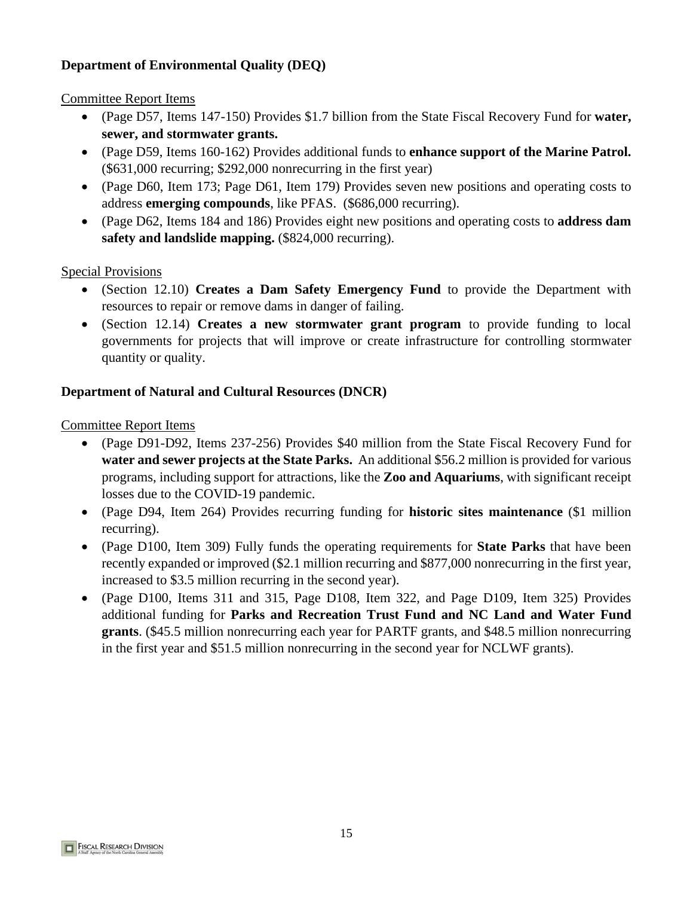**Department of Environmental Quality (DEQ)**

Committee Report Items

- (Page D57, Items 147-150) Provides $1.7 billion from the State Fiscal Recovery Fund for **water, sewer, and stormwater grants.**
- (Page D59, Items 160-162) Provides additional funds to **enhance support of the Marine Patrol.** ($631,000 recurring; $292,000 nonrecurring in the first year)
- (Page D60, Item 173; Page D61, Item 179) Provides seven new positions and operating costs to address **emerging compounds**, like PFAS. ($686,000 recurring).
- (Page D62, Items 184 and 186) Provides eight new positions and operating costs to **address dam safety and landslide mapping.** ($824,000 recurring).

Special Provisions

- (Section 12.10) **Creates a Dam Safety Emergency Fund** to provide the Department with resources to repair or remove dams in danger of failing.
- (Section 12.14) **Creates a new stormwater grant program** to provide funding to local governments for projects that will improve or create infrastructure for controlling stormwater quantity or quality.

**Department of Natural and Cultural Resources (DNCR)**

Committee Report Items

- (Page D91-D92, Items 237-256) Provides $40 million from the State Fiscal Recovery Fund for **water and sewer projects at the State Parks.** An additional $56.2 million is provided for various programs, including support for attractions, like the **Zoo and Aquariums**, with significant receipt losses due to the COVID-19 pandemic.
- (Page D94, Item 264) Provides recurring funding for **historic sites maintenance** ($1 million recurring).
- (Page D100, Item 309) Fully funds the operating requirements for **State Parks** that have been recently expanded or improved ($2.1 million recurring and $877,000 nonrecurring in the first year, increased to $3.5 million recurring in the second year).
- (Page D100, Items 311 and 315, Page D108, Item 322, and Page D109, Item 325) Provides additional funding for **Parks and Recreation Trust Fund and NC Land and Water Fund grants**. ($45.5 million nonrecurring each year for PARTF grants, and $48.5 million nonrecurring in the first year and $51.5 million nonrecurring in the second year for NCLWF grants).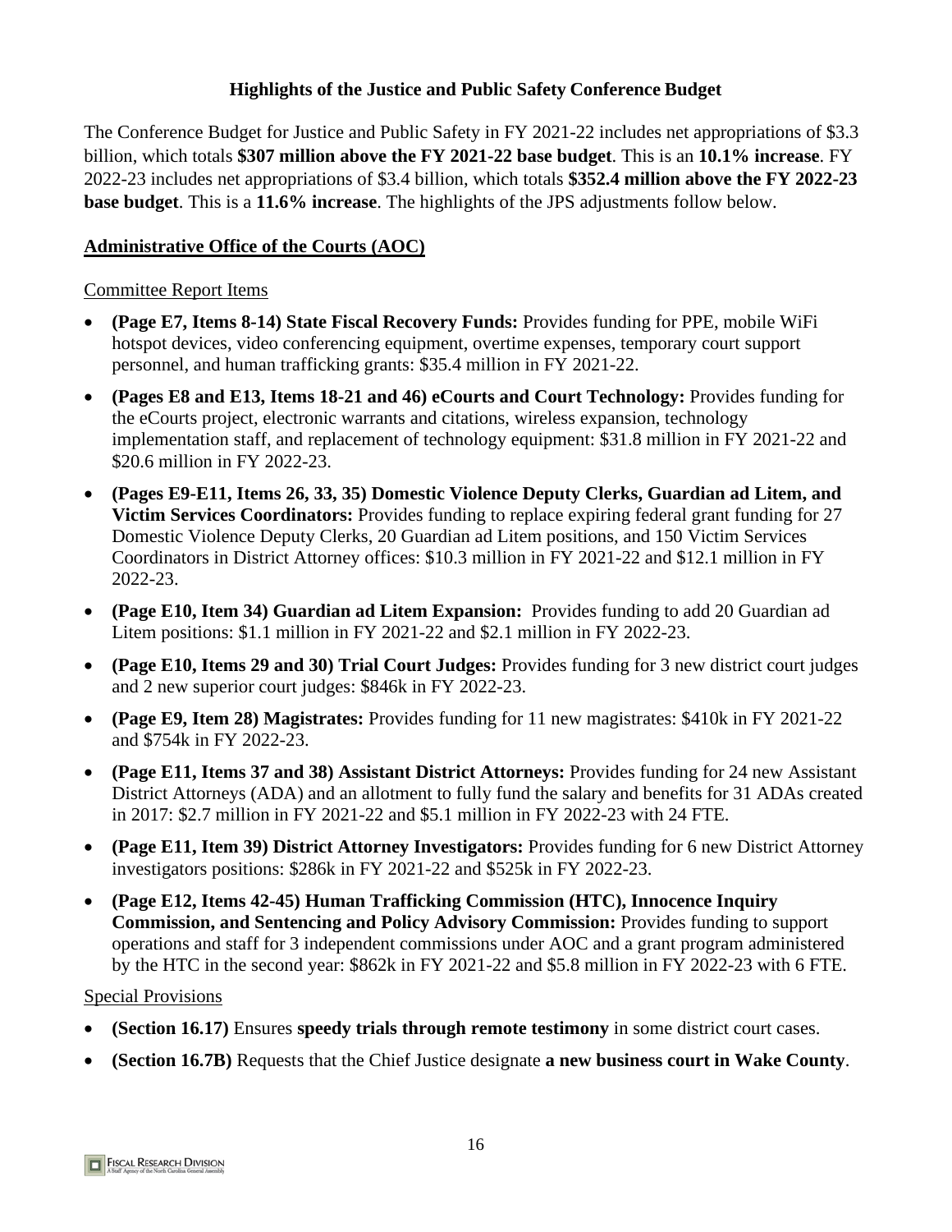## Highlights of the Justice and Public Safety Conference Budget

The Conference Budget for Justice and Public Safety in FY 2021-22 includes net appropriations of $3.3 billion, which totals **$307 million above the FY 2021-22 base budget**. This is an **10.1% increase**. FY 2022-23 includes net appropriations of $3.4 billion, which totals **$352.4 million above the FY 2022-23 base budget**. This is a **11.6% increase**. The highlights of the JPS adjustments follow below.

### Administrative Office of the Courts (AOC)

Committee Report Items

- **(Page E7, Items 8-14) State Fiscal Recovery Funds:** Provides funding for PPE, mobile WiFi hotspot devices, video conferencing equipment, overtime expenses, temporary court support personnel, and human trafficking grants: $35.4 million in FY 2021-22.
- **(Pages E8 and E13, Items 18-21 and 46) eCourts and Court Technology:** Provides funding for the eCourts project, electronic warrants and citations, wireless expansion, technology implementation staff, and replacement of technology equipment: $31.8 million in FY 2021-22 and $20.6 million in FY 2022-23.
- **(Pages E9-E11, Items 26, 33, 35) Domestic Violence Deputy Clerks, Guardian ad Litem, and Victim Services Coordinators:** Provides funding to replace expiring federal grant funding for 27 Domestic Violence Deputy Clerks, 20 Guardian ad Litem positions, and 150 Victim Services Coordinators in District Attorney offices: $10.3 million in FY 2021-22 and $12.1 million in FY 2022-23.
- **(Page E10, Item 34) Guardian ad Litem Expansion:** Provides funding to add 20 Guardian ad Litem positions: $1.1 million in FY 2021-22 and $2.1 million in FY 2022-23.
- **(Page E10, Items 29 and 30) Trial Court Judges:** Provides funding for 3 new district court judges and 2 new superior court judges: $846k in FY 2022-23.
- **(Page E9, Item 28) Magistrates:** Provides funding for 11 new magistrates: $410k in FY 2021-22 and $754k in FY 2022-23.
- **(Page E11, Items 37 and 38) Assistant District Attorneys:** Provides funding for 24 new Assistant District Attorneys (ADA) and an allotment to fully fund the salary and benefits for 31 ADAs created in 2017: $2.7 million in FY 2021-22 and $5.1 million in FY 2022-23 with 24 FTE.
- **(Page E11, Item 39) District Attorney Investigators:** Provides funding for 6 new District Attorney investigators positions: $286k in FY 2021-22 and $525k in FY 2022-23.
- **(Page E12, Items 42-45) Human Trafficking Commission (HTC), Innocence Inquiry Commission, and Sentencing and Policy Advisory Commission:** Provides funding to support operations and staff for 3 independent commissions under AOC and a grant program administered by the HTC in the second year: $862k in FY 2021-22 and $5.8 million in FY 2022-23 with 6 FTE.

Special Provisions

- **(Section 16.17)** Ensures **speedy trials through remote testimony** in some district court cases.
- **(Section 16.7B)** Requests that the Chief Justice designate **a new business court in Wake County**.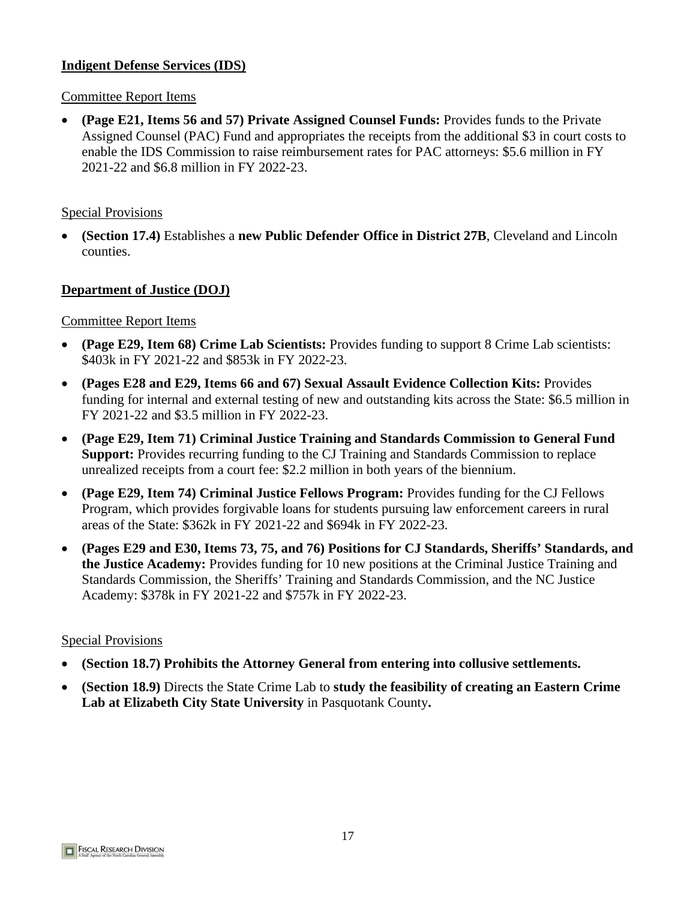## Indigent Defense Services (IDS)

Committee Report Items

- **(Page E21, Items 56 and 57) Private Assigned Counsel Funds:** Provides funds to the Private Assigned Counsel (PAC) Fund and appropriates the receipts from the additional $3 in court costs to enable the IDS Commission to raise reimbursement rates for PAC attorneys: $5.6 million in FY 2021-22 and $6.8 million in FY 2022-23.

Special Provisions

- **(Section 17.4)** Establishes a **new Public Defender Office in District 27B**, Cleveland and Lincoln counties.

## Department of Justice (DOJ)

Committee Report Items

- **(Page E29, Item 68) Crime Lab Scientists:** Provides funding to support 8 Crime Lab scientists: $403k in FY 2021-22 and $853k in FY 2022-23.
- **(Pages E28 and E29, Items 66 and 67) Sexual Assault Evidence Collection Kits:** Provides funding for internal and external testing of new and outstanding kits across the State: $6.5 million in FY 2021-22 and $3.5 million in FY 2022-23.
- **(Page E29, Item 71) Criminal Justice Training and Standards Commission to General Fund Support:** Provides recurring funding to the CJ Training and Standards Commission to replace unrealized receipts from a court fee: $2.2 million in both years of the biennium.
- **(Page E29, Item 74) Criminal Justice Fellows Program:** Provides funding for the CJ Fellows Program, which provides forgivable loans for students pursuing law enforcement careers in rural areas of the State: $362k in FY 2021-22 and $694k in FY 2022-23.
- **(Pages E29 and E30, Items 73, 75, and 76) Positions for CJ Standards, Sheriffs' Standards, and the Justice Academy:** Provides funding for 10 new positions at the Criminal Justice Training and Standards Commission, the Sheriffs' Training and Standards Commission, and the NC Justice Academy: $378k in FY 2021-22 and $757k in FY 2022-23.

Special Provisions

- **(Section 18.7) Prohibits the Attorney General from entering into collusive settlements.**
- **(Section 18.9)** Directs the State Crime Lab to **study the feasibility of creating an Eastern Crime Lab at Elizabeth City State University** in Pasquotank County**.**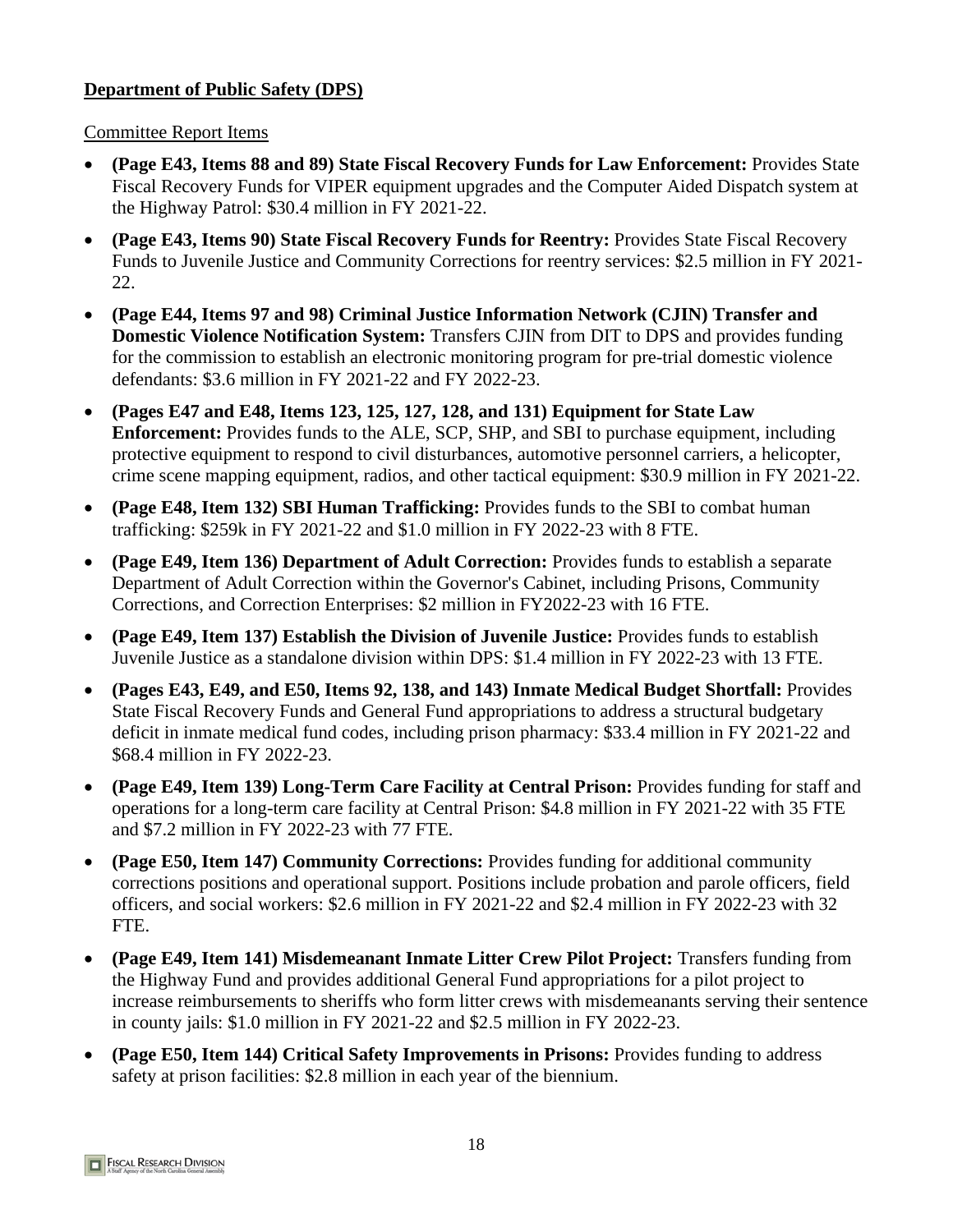**Department of Public Safety (DPS)**

Committee Report Items

- **(Page E43, Items 88 and 89) State Fiscal Recovery Funds for Law Enforcement:** Provides State Fiscal Recovery Funds for VIPER equipment upgrades and the Computer Aided Dispatch system at the Highway Patrol: $30.4 million in FY 2021-22.
- **(Page E43, Items 90) State Fiscal Recovery Funds for Reentry:** Provides State Fiscal Recovery Funds to Juvenile Justice and Community Corrections for reentry services: $2.5 million in FY 2021-22.
- **(Page E44, Items 97 and 98) Criminal Justice Information Network (CJIN) Transfer and Domestic Violence Notification System:** Transfers CJIN from DIT to DPS and provides funding for the commission to establish an electronic monitoring program for pre-trial domestic violence defendants: $3.6 million in FY 2021-22 and FY 2022-23.
- **(Pages E47 and E48, Items 123, 125, 127, 128, and 131) Equipment for State Law Enforcement:** Provides funds to the ALE, SCP, SHP, and SBI to purchase equipment, including protective equipment to respond to civil disturbances, automotive personnel carriers, a helicopter, crime scene mapping equipment, radios, and other tactical equipment: $30.9 million in FY 2021-22.
- **(Page E48, Item 132) SBI Human Trafficking:** Provides funds to the SBI to combat human trafficking: $259k in FY 2021-22 and $1.0 million in FY 2022-23 with 8 FTE.
- **(Page E49, Item 136) Department of Adult Correction:** Provides funds to establish a separate Department of Adult Correction within the Governor's Cabinet, including Prisons, Community Corrections, and Correction Enterprises: $2 million in FY2022-23 with 16 FTE.
- **(Page E49, Item 137) Establish the Division of Juvenile Justice:** Provides funds to establish Juvenile Justice as a standalone division within DPS: $1.4 million in FY 2022-23 with 13 FTE.
- **(Pages E43, E49, and E50, Items 92, 138, and 143) Inmate Medical Budget Shortfall:** Provides State Fiscal Recovery Funds and General Fund appropriations to address a structural budgetary deficit in inmate medical fund codes, including prison pharmacy: $33.4 million in FY 2021-22 and $68.4 million in FY 2022-23.
- **(Page E49, Item 139) Long-Term Care Facility at Central Prison:** Provides funding for staff and operations for a long-term care facility at Central Prison: $4.8 million in FY 2021-22 with 35 FTE and $7.2 million in FY 2022-23 with 77 FTE.
- **(Page E50, Item 147) Community Corrections:** Provides funding for additional community corrections positions and operational support. Positions include probation and parole officers, field officers, and social workers: $2.6 million in FY 2021-22 and $2.4 million in FY 2022-23 with 32 FTE.
- **(Page E49, Item 141) Misdemeanant Inmate Litter Crew Pilot Project:** Transfers funding from the Highway Fund and provides additional General Fund appropriations for a pilot project to increase reimbursements to sheriffs who form litter crews with misdemeanants serving their sentence in county jails: $1.0 million in FY 2021-22 and $2.5 million in FY 2022-23.
- **(Page E50, Item 144) Critical Safety Improvements in Prisons:** Provides funding to address safety at prison facilities: $2.8 million in each year of the biennium.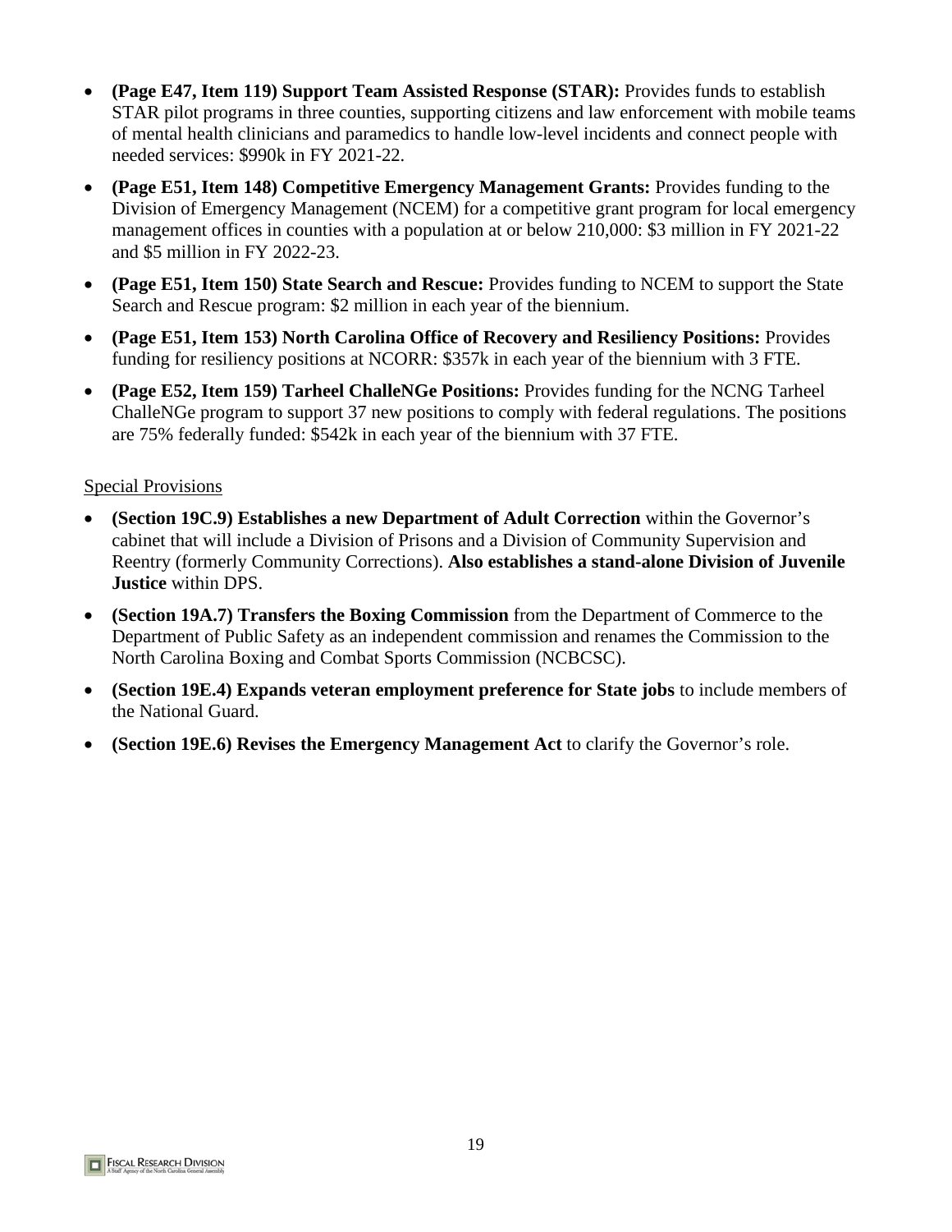- **(Page E47, Item 119) Support Team Assisted Response (STAR):** Provides funds to establish STAR pilot programs in three counties, supporting citizens and law enforcement with mobile teams of mental health clinicians and paramedics to handle low-level incidents and connect people with needed services: $990k in FY 2021-22.
- **(Page E51, Item 148) Competitive Emergency Management Grants:** Provides funding to the Division of Emergency Management (NCEM) for a competitive grant program for local emergency management offices in counties with a population at or below 210,000: $3 million in FY 2021-22 and $5 million in FY 2022-23.
- **(Page E51, Item 150) State Search and Rescue:** Provides funding to NCEM to support the State Search and Rescue program: $2 million in each year of the biennium.
- **(Page E51, Item 153) North Carolina Office of Recovery and Resiliency Positions:** Provides funding for resiliency positions at NCORR: $357k in each year of the biennium with 3 FTE.
- **(Page E52, Item 159) Tarheel ChalleNGe Positions:** Provides funding for the NCNG Tarheel ChalleNGe program to support 37 new positions to comply with federal regulations. The positions are 75% federally funded: $542k in each year of the biennium with 37 FTE.

Special Provisions

- **(Section 19C.9) Establishes a new Department of Adult Correction** within the Governor's cabinet that will include a Division of Prisons and a Division of Community Supervision and Reentry (formerly Community Corrections). **Also establishes a stand-alone Division of Juvenile Justice** within DPS.
- **(Section 19A.7) Transfers the Boxing Commission** from the Department of Commerce to the Department of Public Safety as an independent commission and renames the Commission to the North Carolina Boxing and Combat Sports Commission (NCBCSC).
- **(Section 19E.4) Expands veteran employment preference for State jobs** to include members of the National Guard.
- **(Section 19E.6) Revises the Emergency Management Act** to clarify the Governor's role.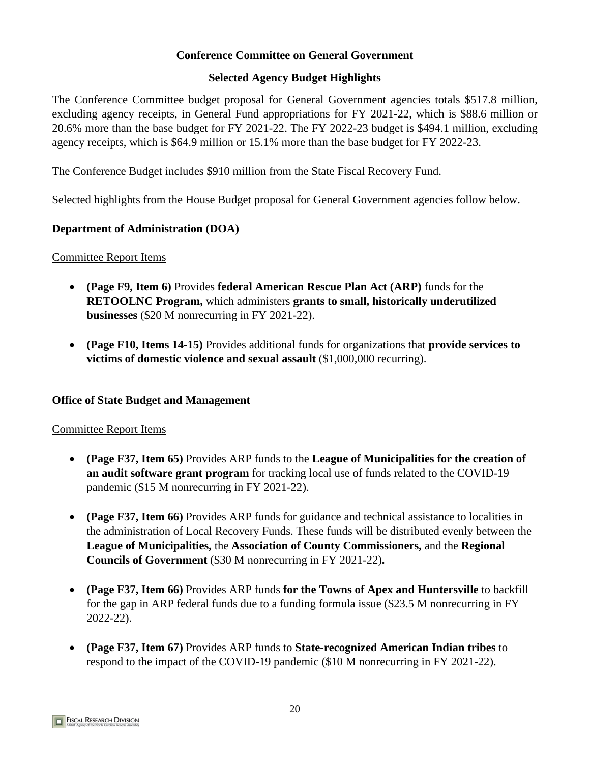**Conference Committee on General Government**

**Selected Agency Budget Highlights**

The Conference Committee budget proposal for General Government agencies totals $517.8 million, excluding agency receipts, in General Fund appropriations for FY 2021-22, which is $88.6 million or 20.6% more than the base budget for FY 2021-22. The FY 2022-23 budget is $494.1 million, excluding agency receipts, which is $64.9 million or 15.1% more than the base budget for FY 2022-23.

The Conference Budget includes $910 million from the State Fiscal Recovery Fund.

Selected highlights from the House Budget proposal for General Government agencies follow below.

**Department of Administration (DOA)**

Committee Report Items

- **(Page F9, Item 6)** Provides **federal American Rescue Plan Act (ARP)** funds for the **RETOOLNC Program,** which administers **grants to small, historically underutilized businesses** ($20 M nonrecurring in FY 2021-22).

- **(Page F10, Items 14-15)** Provides additional funds for organizations that **provide services to victims of domestic violence and sexual assault** ($1,000,000 recurring).

**Office of State Budget and Management**

Committee Report Items

- **(Page F37, Item 65)** Provides ARP funds to the **League of Municipalities for the creation of an audit software grant program** for tracking local use of funds related to the COVID-19 pandemic ($15 M nonrecurring in FY 2021-22).

- **(Page F37, Item 66)** Provides ARP funds for guidance and technical assistance to localities in the administration of Local Recovery Funds. These funds will be distributed evenly between the **League of Municipalities,** the **Association of County Commissioners,** and the **Regional Councils of Government** ($30 M nonrecurring in FY 2021-22)**.**

- **(Page F37, Item 66)** Provides ARP funds **for the Towns of Apex and Huntersville** to backfill for the gap in ARP federal funds due to a funding formula issue ($23.5 M nonrecurring in FY 2022-22).

- **(Page F37, Item 67)** Provides ARP funds to **State-recognized American Indian tribes** to respond to the impact of the COVID-19 pandemic ($10 M nonrecurring in FY 2021-22).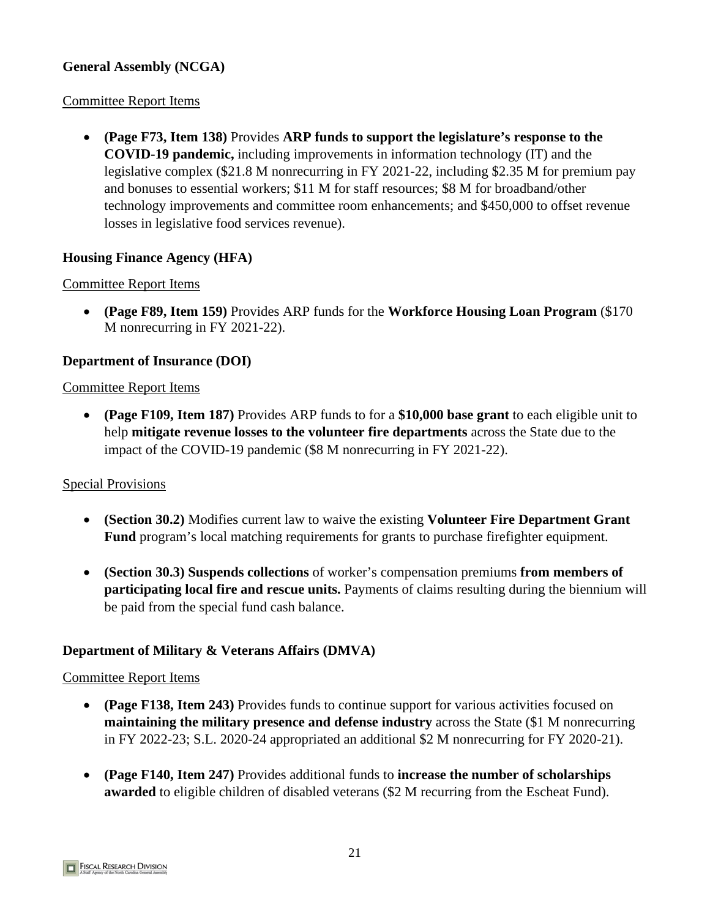**General Assembly (NCGA)**

Committee Report Items

- **(Page F73, Item 138)** Provides **ARP funds to support the legislature's response to the COVID-19 pandemic,** including improvements in information technology (IT) and the legislative complex ($21.8 M nonrecurring in FY 2021-22, including $2.35 M for premium pay and bonuses to essential workers; $11 M for staff resources; $8 M for broadband/other technology improvements and committee room enhancements; and $450,000 to offset revenue losses in legislative food services revenue).

**Housing Finance Agency (HFA)**

Committee Report Items

- **(Page F89, Item 159)** Provides ARP funds for the **Workforce Housing Loan Program** ($170 M nonrecurring in FY 2021-22).

**Department of Insurance (DOI)**

Committee Report Items

- **(Page F109, Item 187)** Provides ARP funds to for a **$10,000 base grant** to each eligible unit to help **mitigate revenue losses to the volunteer fire departments** across the State due to the impact of the COVID-19 pandemic ($8 M nonrecurring in FY 2021-22).

Special Provisions

- **(Section 30.2)** Modifies current law to waive the existing **Volunteer Fire Department Grant Fund** program's local matching requirements for grants to purchase firefighter equipment.

- **(Section 30.3) Suspends collections** of worker's compensation premiums **from members of participating local fire and rescue units.** Payments of claims resulting during the biennium will be paid from the special fund cash balance.

**Department of Military & Veterans Affairs (DMVA)**

Committee Report Items

- **(Page F138, Item 243)** Provides funds to continue support for various activities focused on **maintaining the military presence and defense industry** across the State ($1 M nonrecurring in FY 2022-23; S.L. 2020-24 appropriated an additional $2 M nonrecurring for FY 2020-21).

- **(Page F140, Item 247)** Provides additional funds to **increase the number of scholarships awarded** to eligible children of disabled veterans ($2 M recurring from the Escheat Fund).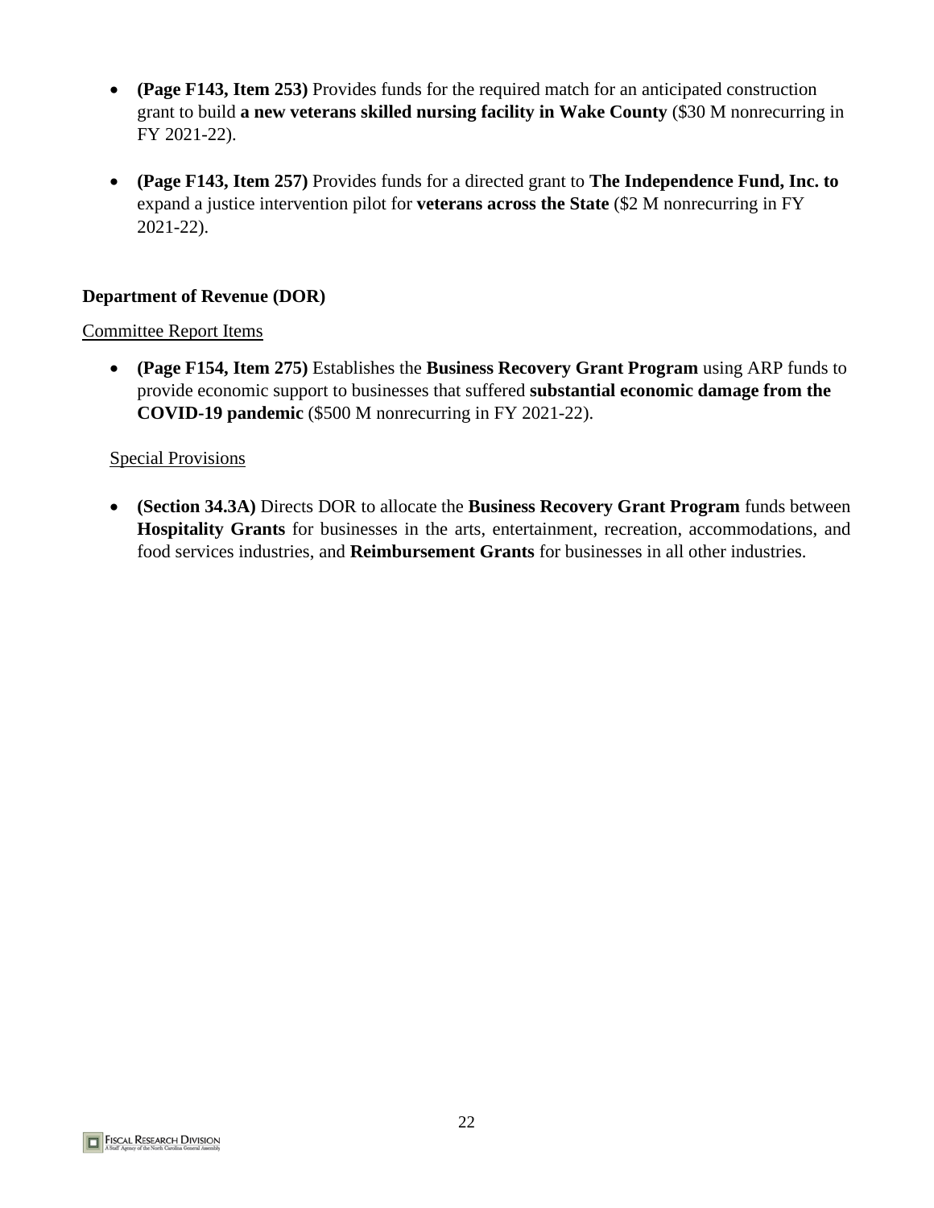- **(Page F143, Item 253)** Provides funds for the required match for an anticipated construction grant to build **a new veterans skilled nursing facility in Wake County** ($30 M nonrecurring in FY 2021-22).

- **(Page F143, Item 257)** Provides funds for a directed grant to **The Independence Fund, Inc. to** expand a justice intervention pilot for **veterans across the State** ($2 M nonrecurring in FY 2021-22).

**Department of Revenue (DOR)**

<u>Committee Report Items</u>

- **(Page F154, Item 275)** Establishes the **Business Recovery Grant Program** using ARP funds to provide economic support to businesses that suffered **substantial economic damage from the COVID-19 pandemic** ($500 M nonrecurring in FY 2021-22).

<u>Special Provisions</u>

- **(Section 34.3A)** Directs DOR to allocate the **Business Recovery Grant Program** funds between **Hospitality Grants** for businesses in the arts, entertainment, recreation, accommodations, and food services industries, and **Reimbursement Grants** for businesses in all other industries.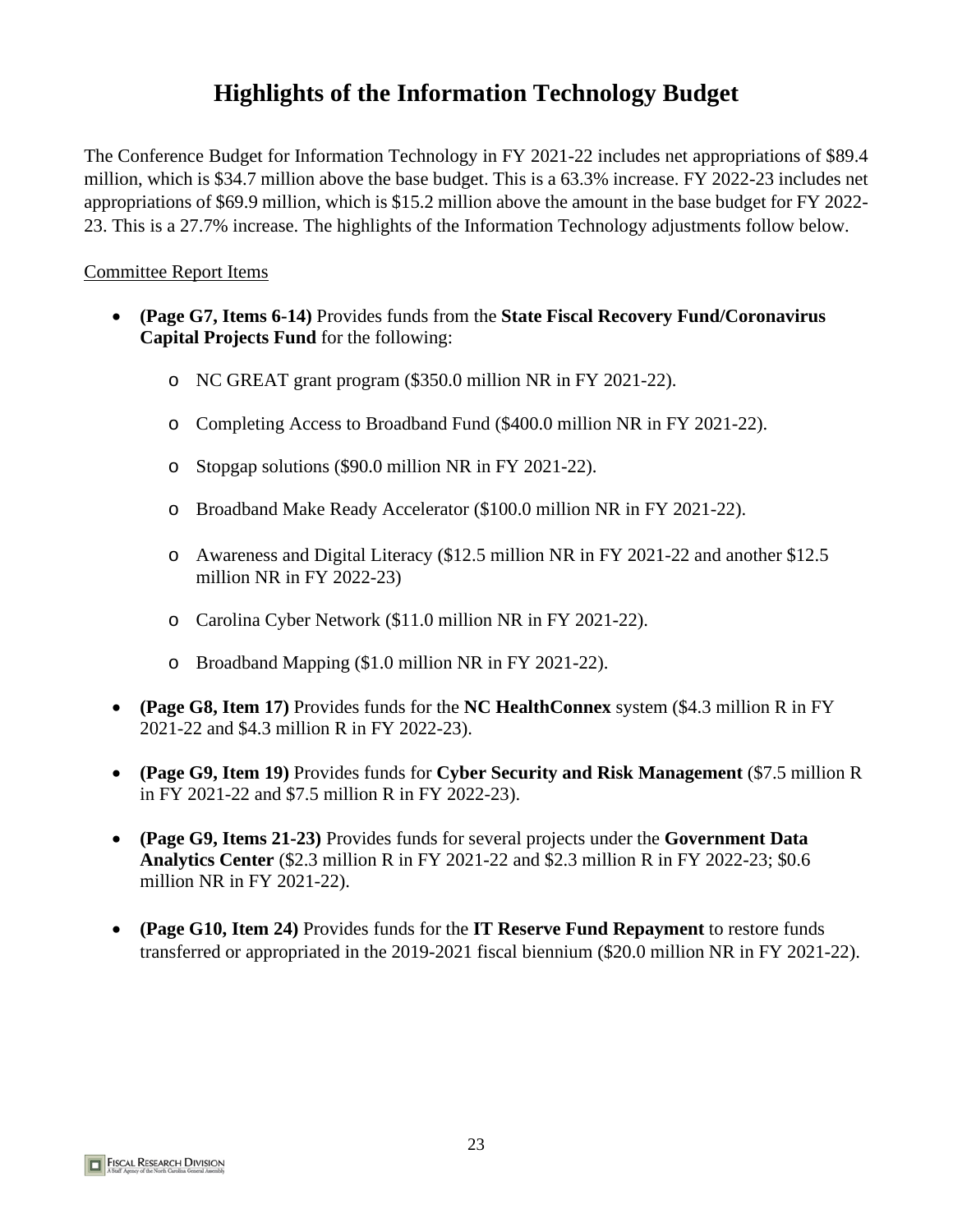# Highlights of the Information Technology Budget

The Conference Budget for Information Technology in FY 2021-22 includes net appropriations of $89.4 million, which is $34.7 million above the base budget. This is a 63.3% increase. FY 2022-23 includes net appropriations of $69.9 million, which is $15.2 million above the amount in the base budget for FY 2022-23. This is a 27.7% increase. The highlights of the Information Technology adjustments follow below.

<u>Committee Report Items</u>

- **(Page G7, Items 6-14)** Provides funds from the **State Fiscal Recovery Fund/Coronavirus Capital Projects Fund** for the following:
  - NC GREAT grant program ($350.0 million NR in FY 2021-22).
  - Completing Access to Broadband Fund ($400.0 million NR in FY 2021-22).
  - Stopgap solutions ($90.0 million NR in FY 2021-22).
  - Broadband Make Ready Accelerator ($100.0 million NR in FY 2021-22).
  - Awareness and Digital Literacy ($12.5 million NR in FY 2021-22 and another $12.5 million NR in FY 2022-23)
  - Carolina Cyber Network ($11.0 million NR in FY 2021-22).
  - Broadband Mapping ($1.0 million NR in FY 2021-22).
- **(Page G8, Item 17)** Provides funds for the **NC HealthConnex** system ($4.3 million R in FY 2021-22 and $4.3 million R in FY 2022-23).
- **(Page G9, Item 19)** Provides funds for **Cyber Security and Risk Management** ($7.5 million R in FY 2021-22 and $7.5 million R in FY 2022-23).
- **(Page G9, Items 21-23)** Provides funds for several projects under the **Government Data Analytics Center** ($2.3 million R in FY 2021-22 and $2.3 million R in FY 2022-23; $0.6 million NR in FY 2021-22).
- **(Page G10, Item 24)** Provides funds for the **IT Reserve Fund Repayment** to restore funds transferred or appropriated in the 2019-2021 fiscal biennium ($20.0 million NR in FY 2021-22).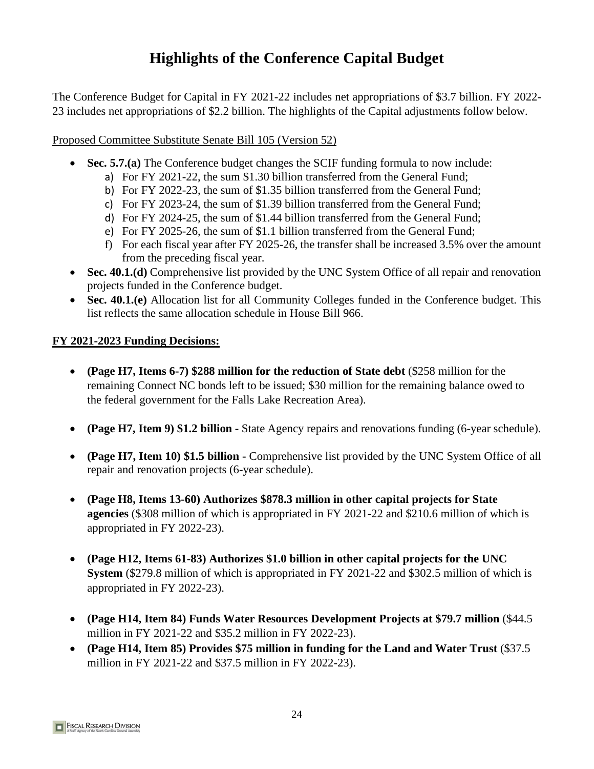# Highlights of the Conference Capital Budget

The Conference Budget for Capital in FY 2021-22 includes net appropriations of $3.7 billion. FY 2022-23 includes net appropriations of $2.2 billion. The highlights of the Capital adjustments follow below.

Proposed Committee Substitute Senate Bill 105 (Version 52)

- **Sec. 5.7.(a)** The Conference budget changes the SCIF funding formula to now include:
  a) For FY 2021-22, the sum $1.30 billion transferred from the General Fund;
  b) For FY 2022-23, the sum of $1.35 billion transferred from the General Fund;
  c) For FY 2023-24, the sum of $1.39 billion transferred from the General Fund;
  d) For FY 2024-25, the sum of $1.44 billion transferred from the General Fund;
  e) For FY 2025-26, the sum of $1.1 billion transferred from the General Fund;
  f) For each fiscal year after FY 2025-26, the transfer shall be increased 3.5% over the amount from the preceding fiscal year.
- **Sec. 40.1.(d)** Comprehensive list provided by the UNC System Office of all repair and renovation projects funded in the Conference budget.
- **Sec. 40.1.(e)** Allocation list for all Community Colleges funded in the Conference budget. This list reflects the same allocation schedule in House Bill 966.

**FY 2021-2023 Funding Decisions:**

- **(Page H7, Items 6-7) $288 million for the reduction of State debt** ($258 million for the remaining Connect NC bonds left to be issued; $30 million for the remaining balance owed to the federal government for the Falls Lake Recreation Area).
- **(Page H7, Item 9) $1.2 billion -** State Agency repairs and renovations funding (6-year schedule).
- **(Page H7, Item 10) $1.5 billion -** Comprehensive list provided by the UNC System Office of all repair and renovation projects (6-year schedule).
- **(Page H8, Items 13-60) Authorizes $878.3 million in other capital projects for State agencies** ($308 million of which is appropriated in FY 2021-22 and $210.6 million of which is appropriated in FY 2022-23).
- **(Page H12, Items 61-83) Authorizes $1.0 billion in other capital projects for the UNC System** ($279.8 million of which is appropriated in FY 2021-22 and $302.5 million of which is appropriated in FY 2022-23).
- **(Page H14, Item 84) Funds Water Resources Development Projects at $79.7 million** ($44.5 million in FY 2021-22 and $35.2 million in FY 2022-23).
- **(Page H14, Item 85) Provides $75 million in funding for the Land and Water Trust** ($37.5 million in FY 2021-22 and $37.5 million in FY 2022-23).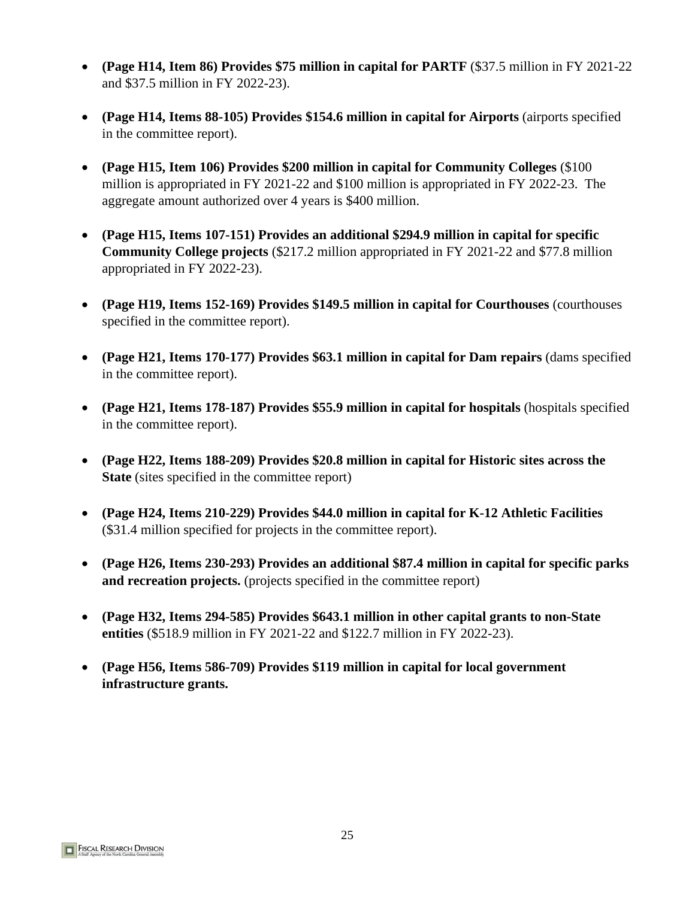- **(Page H14, Item 86) Provides $75 million in capital for PARTF** ($37.5 million in FY 2021-22 and $37.5 million in FY 2022-23).

- **(Page H14, Items 88-105) Provides $154.6 million in capital for Airports** (airports specified in the committee report).

- **(Page H15, Item 106) Provides $200 million in capital for Community Colleges** ($100 million is appropriated in FY 2021-22 and $100 million is appropriated in FY 2022-23. The aggregate amount authorized over 4 years is $400 million.

- **(Page H15, Items 107-151) Provides an additional $294.9 million in capital for specific Community College projects** ($217.2 million appropriated in FY 2021-22 and $77.8 million appropriated in FY 2022-23).

- **(Page H19, Items 152-169) Provides $149.5 million in capital for Courthouses** (courthouses specified in the committee report).

- **(Page H21, Items 170-177) Provides $63.1 million in capital for Dam repairs** (dams specified in the committee report).

- **(Page H21, Items 178-187) Provides $55.9 million in capital for hospitals** (hospitals specified in the committee report).

- **(Page H22, Items 188-209) Provides $20.8 million in capital for Historic sites across the State** (sites specified in the committee report)

- **(Page H24, Items 210-229) Provides $44.0 million in capital for K-12 Athletic Facilities** ($31.4 million specified for projects in the committee report).

- **(Page H26, Items 230-293) Provides an additional $87.4 million in capital for specific parks and recreation projects.** (projects specified in the committee report)

- **(Page H32, Items 294-585) Provides $643.1 million in other capital grants to non-State entities** ($518.9 million in FY 2021-22 and $122.7 million in FY 2022-23).

- **(Page H56, Items 586-709) Provides $119 million in capital for local government infrastructure grants.**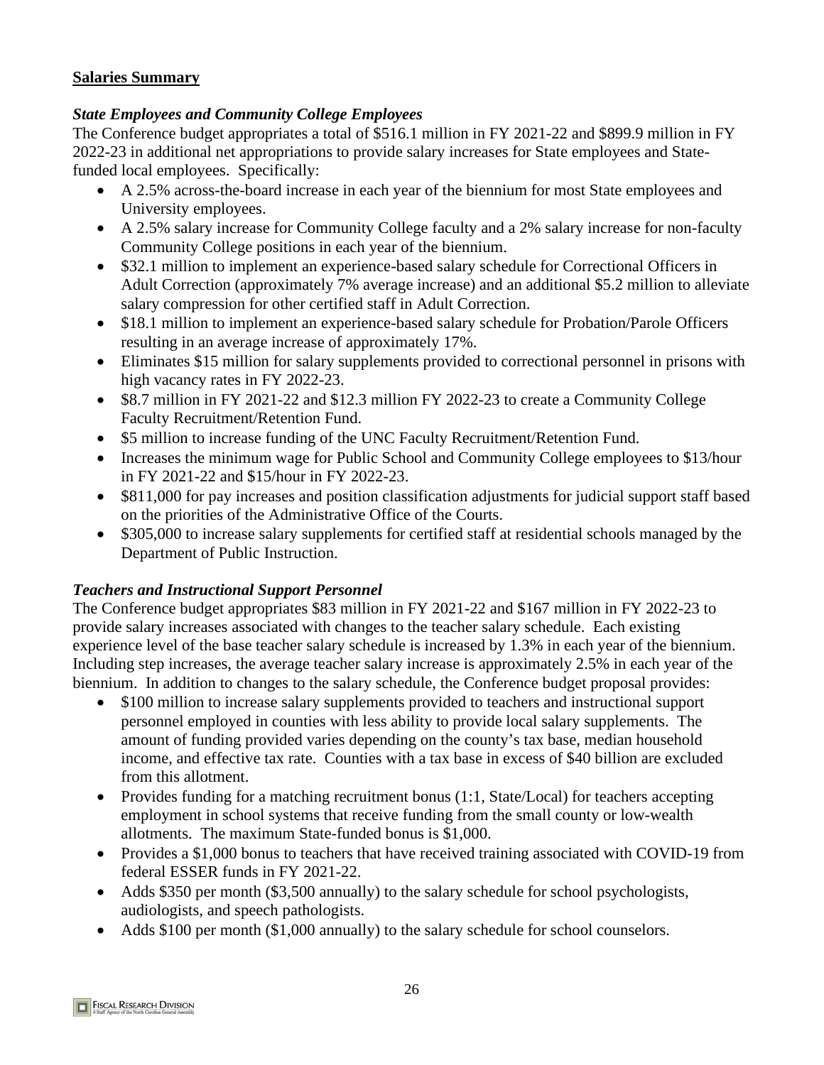## Salaries Summary

### *State Employees and Community College Employees*

The Conference budget appropriates a total of $516.1 million in FY 2021-22 and $899.9 million in FY 2022-23 in additional net appropriations to provide salary increases for State employees and State-funded local employees. Specifically:

- A 2.5% across-the-board increase in each year of the biennium for most State employees and University employees.
- A 2.5% salary increase for Community College faculty and a 2% salary increase for non-faculty Community College positions in each year of the biennium.
- $32.1 million to implement an experience-based salary schedule for Correctional Officers in Adult Correction (approximately 7% average increase) and an additional $5.2 million to alleviate salary compression for other certified staff in Adult Correction.
- $18.1 million to implement an experience-based salary schedule for Probation/Parole Officers resulting in an average increase of approximately 17%.
- Eliminates $15 million for salary supplements provided to correctional personnel in prisons with high vacancy rates in FY 2022-23.
- $8.7 million in FY 2021-22 and $12.3 million FY 2022-23 to create a Community College Faculty Recruitment/Retention Fund.
- $5 million to increase funding of the UNC Faculty Recruitment/Retention Fund.
- Increases the minimum wage for Public School and Community College employees to $13/hour in FY 2021-22 and $15/hour in FY 2022-23.
- $811,000 for pay increases and position classification adjustments for judicial support staff based on the priorities of the Administrative Office of the Courts.
- $305,000 to increase salary supplements for certified staff at residential schools managed by the Department of Public Instruction.

### *Teachers and Instructional Support Personnel*

The Conference budget appropriates $83 million in FY 2021-22 and $167 million in FY 2022-23 to provide salary increases associated with changes to the teacher salary schedule. Each existing experience level of the base teacher salary schedule is increased by 1.3% in each year of the biennium. Including step increases, the average teacher salary increase is approximately 2.5% in each year of the biennium. In addition to changes to the salary schedule, the Conference budget proposal provides:

- $100 million to increase salary supplements provided to teachers and instructional support personnel employed in counties with less ability to provide local salary supplements. The amount of funding provided varies depending on the county's tax base, median household income, and effective tax rate. Counties with a tax base in excess of $40 billion are excluded from this allotment.
- Provides funding for a matching recruitment bonus (1:1, State/Local) for teachers accepting employment in school systems that receive funding from the small county or low-wealth allotments. The maximum State-funded bonus is $1,000.
- Provides a $1,000 bonus to teachers that have received training associated with COVID-19 from federal ESSER funds in FY 2021-22.
- Adds $350 per month ($3,500 annually) to the salary schedule for school psychologists, audiologists, and speech pathologists.
- Adds $100 per month ($1,000 annually) to the salary schedule for school counselors.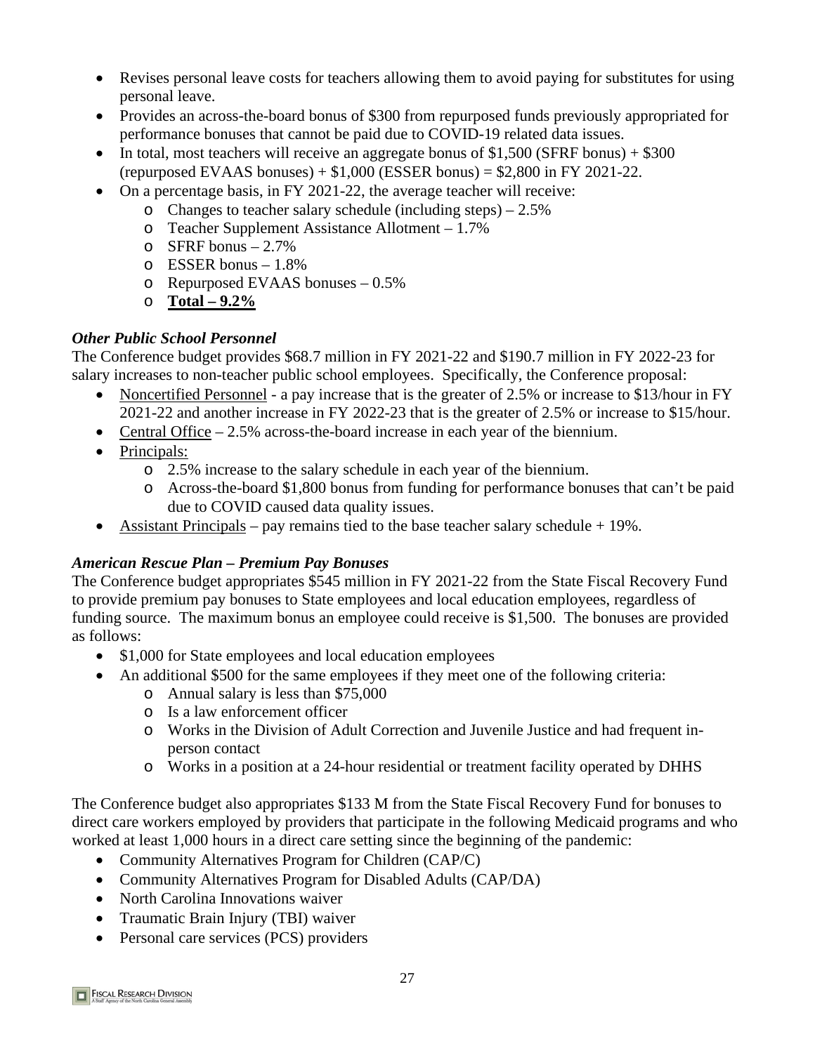- Revises personal leave costs for teachers allowing them to avoid paying for substitutes for using personal leave.
- Provides an across-the-board bonus of $300 from repurposed funds previously appropriated for performance bonuses that cannot be paid due to COVID-19 related data issues.
- In total, most teachers will receive an aggregate bonus of $1,500 (SFRF bonus) + $300 (repurposed EVAAS bonuses) + $1,000 (ESSER bonus) = $2,800 in FY 2021-22.
- On a percentage basis, in FY 2021-22, the average teacher will receive:
  - Changes to teacher salary schedule (including steps) – 2.5%
  - Teacher Supplement Assistance Allotment – 1.7%
  - SFRF bonus – 2.7%
  - ESSER bonus – 1.8%
  - Repurposed EVAAS bonuses – 0.5%
  - **<u>Total – 9.2%</u>**

### *Other Public School Personnel*

The Conference budget provides $68.7 million in FY 2021-22 and $190.7 million in FY 2022-23 for salary increases to non-teacher public school employees. Specifically, the Conference proposal:

- <u>Noncertified Personnel</u> - a pay increase that is the greater of 2.5% or increase to $13/hour in FY 2021-22 and another increase in FY 2022-23 that is the greater of 2.5% or increase to $15/hour.
- <u>Central Office</u> – 2.5% across-the-board increase in each year of the biennium.
- <u>Principals:</u>
  - 2.5% increase to the salary schedule in each year of the biennium.
  - Across-the-board $1,800 bonus from funding for performance bonuses that can't be paid due to COVID caused data quality issues.
- <u>Assistant Principals</u> – pay remains tied to the base teacher salary schedule + 19%.

### *American Rescue Plan – Premium Pay Bonuses*

The Conference budget appropriates $545 million in FY 2021-22 from the State Fiscal Recovery Fund to provide premium pay bonuses to State employees and local education employees, regardless of funding source. The maximum bonus an employee could receive is $1,500. The bonuses are provided as follows:

- $1,000 for State employees and local education employees
- An additional $500 for the same employees if they meet one of the following criteria:
  - Annual salary is less than $75,000
  - Is a law enforcement officer
  - Works in the Division of Adult Correction and Juvenile Justice and had frequent in-person contact
  - Works in a position at a 24-hour residential or treatment facility operated by DHHS

The Conference budget also appropriates $133 M from the State Fiscal Recovery Fund for bonuses to direct care workers employed by providers that participate in the following Medicaid programs and who worked at least 1,000 hours in a direct care setting since the beginning of the pandemic:

- Community Alternatives Program for Children (CAP/C)
- Community Alternatives Program for Disabled Adults (CAP/DA)
- North Carolina Innovations waiver
- Traumatic Brain Injury (TBI) waiver
- Personal care services (PCS) providers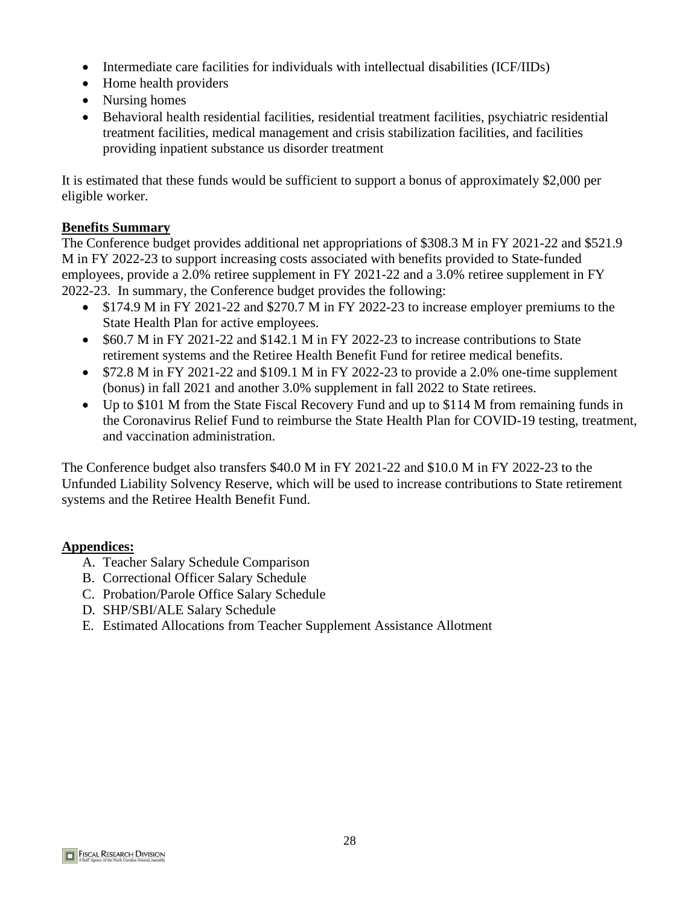- Intermediate care facilities for individuals with intellectual disabilities (ICF/IIDs)
- Home health providers
- Nursing homes
- Behavioral health residential facilities, residential treatment facilities, psychiatric residential treatment facilities, medical management and crisis stabilization facilities, and facilities providing inpatient substance us disorder treatment

It is estimated that these funds would be sufficient to support a bonus of approximately $2,000 per eligible worker.

**Benefits Summary**

The Conference budget provides additional net appropriations of $308.3 M in FY 2021-22 and $521.9 M in FY 2022-23 to support increasing costs associated with benefits provided to State-funded employees, provide a 2.0% retiree supplement in FY 2021-22 and a 3.0% retiree supplement in FY 2022-23. In summary, the Conference budget provides the following:

- $174.9 M in FY 2021-22 and $270.7 M in FY 2022-23 to increase employer premiums to the State Health Plan for active employees.
- $60.7 M in FY 2021-22 and $142.1 M in FY 2022-23 to increase contributions to State retirement systems and the Retiree Health Benefit Fund for retiree medical benefits.
- $72.8 M in FY 2021-22 and $109.1 M in FY 2022-23 to provide a 2.0% one-time supplement (bonus) in fall 2021 and another 3.0% supplement in fall 2022 to State retirees.
- Up to $101 M from the State Fiscal Recovery Fund and up to $114 M from remaining funds in the Coronavirus Relief Fund to reimburse the State Health Plan for COVID-19 testing, treatment, and vaccination administration.

The Conference budget also transfers $40.0 M in FY 2021-22 and $10.0 M in FY 2022-23 to the Unfunded Liability Solvency Reserve, which will be used to increase contributions to State retirement systems and the Retiree Health Benefit Fund.

**Appendices:**

A. Teacher Salary Schedule Comparison
B. Correctional Officer Salary Schedule
C. Probation/Parole Office Salary Schedule
D. SHP/SBI/ALE Salary Schedule
E. Estimated Allocations from Teacher Supplement Assistance Allotment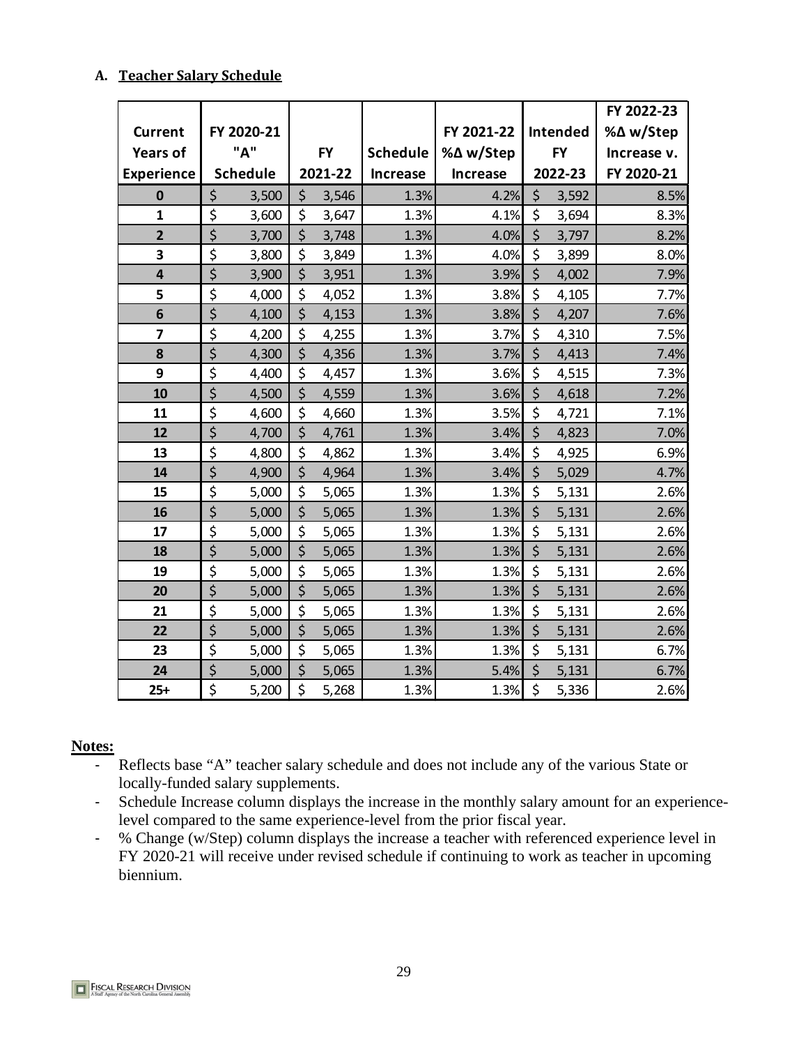### A. Teacher Salary Schedule

| Current Years of Experience | FY 2020-21 "A" Schedule | FY 2021-22 | Schedule Increase | FY 2021-22 %Δ w/Step Increase | Intended FY 2022-23 | FY 2022-23 %Δ w/Step Increase v. FY 2020-21 |
|---|---|---|---|---|---|---|
| 0 | $ 3,500 | $ 3,546 | 1.3% | 4.2% | $ 3,592 | 8.5% |
| 1 | $ 3,600 | $ 3,647 | 1.3% | 4.1% | $ 3,694 | 8.3% |
| 2 | $ 3,700 | $ 3,748 | 1.3% | 4.0% | $ 3,797 | 8.2% |
| 3 | $ 3,800 | $ 3,849 | 1.3% | 4.0% | $ 3,899 | 8.0% |
| 4 | $ 3,900 | $ 3,951 | 1.3% | 3.9% | $ 4,002 | 7.9% |
| 5 | $ 4,000 | $ 4,052 | 1.3% | 3.8% | $ 4,105 | 7.7% |
| 6 | $ 4,100 | $ 4,153 | 1.3% | 3.8% | $ 4,207 | 7.6% |
| 7 | $ 4,200 | $ 4,255 | 1.3% | 3.7% | $ 4,310 | 7.5% |
| 8 | $ 4,300 | $ 4,356 | 1.3% | 3.7% | $ 4,413 | 7.4% |
| 9 | $ 4,400 | $ 4,457 | 1.3% | 3.6% | $ 4,515 | 7.3% |
| 10 | $ 4,500 | $ 4,559 | 1.3% | 3.6% | $ 4,618 | 7.2% |
| 11 | $ 4,600 | $ 4,660 | 1.3% | 3.5% | $ 4,721 | 7.1% |
| 12 | $ 4,700 | $ 4,761 | 1.3% | 3.4% | $ 4,823 | 7.0% |
| 13 | $ 4,800 | $ 4,862 | 1.3% | 3.4% | $ 4,925 | 6.9% |
| 14 | $ 4,900 | $ 4,964 | 1.3% | 3.4% | $ 5,029 | 4.7% |
| 15 | $ 5,000 | $ 5,065 | 1.3% | 1.3% | $ 5,131 | 2.6% |
| 16 | $ 5,000 | $ 5,065 | 1.3% | 1.3% | $ 5,131 | 2.6% |
| 17 | $ 5,000 | $ 5,065 | 1.3% | 1.3% | $ 5,131 | 2.6% |
| 18 | $ 5,000 | $ 5,065 | 1.3% | 1.3% | $ 5,131 | 2.6% |
| 19 | $ 5,000 | $ 5,065 | 1.3% | 1.3% | $ 5,131 | 2.6% |
| 20 | $ 5,000 | $ 5,065 | 1.3% | 1.3% | $ 5,131 | 2.6% |
| 21 | $ 5,000 | $ 5,065 | 1.3% | 1.3% | $ 5,131 | 2.6% |
| 22 | $ 5,000 | $ 5,065 | 1.3% | 1.3% | $ 5,131 | 2.6% |
| 23 | $ 5,000 | $ 5,065 | 1.3% | 1.3% | $ 5,131 | 6.7% |
| 24 | $ 5,000 | $ 5,065 | 1.3% | 5.4% | $ 5,131 | 6.7% |
| 25+ | $ 5,200 | $ 5,268 | 1.3% | 1.3% | $ 5,336 | 2.6% |

**Notes:**

- Reflects base "A" teacher salary schedule and does not include any of the various State or locally-funded salary supplements.
- Schedule Increase column displays the increase in the monthly salary amount for an experience-level compared to the same experience-level from the prior fiscal year.
- % Change (w/Step) column displays the increase a teacher with referenced experience level in FY 2020-21 will receive under revised schedule if continuing to work as teacher in upcoming biennium.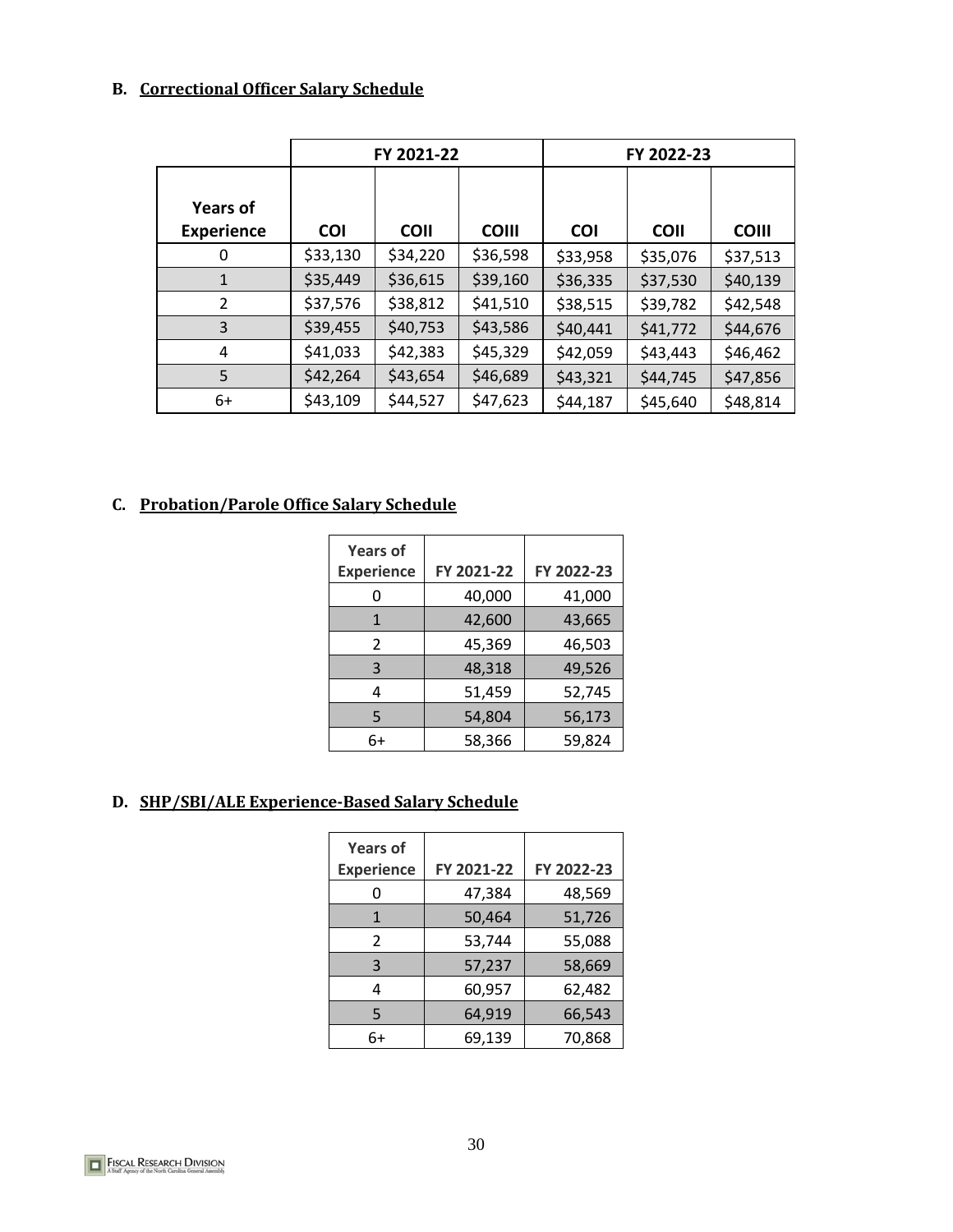### B. Correctional Officer Salary Schedule

| | FY 2021-22 | | | FY 2022-23 | | |
|---|---|---|---|---|---|---|
| Years of Experience | COI | COII | COIII | COI | COII | COIII |
| 0 | $33,130 | $34,220 | $36,598 | $33,958 | $35,076 | $37,513 |
| 1 | $35,449 | $36,615 | $39,160 | $36,335 | $37,530 | $40,139 |
| 2 | $37,576 | $38,812 | $41,510 | $38,515 | $39,782 | $42,548 |
| 3 | $39,455 | $40,753 | $43,586 | $40,441 | $41,772 | $44,676 |
| 4 | $41,033 | $42,383 | $45,329 | $42,059 | $43,443 | $46,462 |
| 5 | $42,264 | $43,654 | $46,689 | $43,321 | $44,745 | $47,856 |
| 6+ | $43,109 | $44,527 | $47,623 | $44,187 | $45,640 | $48,814 |

### C. Probation/Parole Office Salary Schedule

| Years of Experience | FY 2021-22 | FY 2022-23 |
|---|---|---|
| 0 | 40,000 | 41,000 |
| 1 | 42,600 | 43,665 |
| 2 | 45,369 | 46,503 |
| 3 | 48,318 | 49,526 |
| 4 | 51,459 | 52,745 |
| 5 | 54,804 | 56,173 |
| 6+ | 58,366 | 59,824 |

### D. SHP/SBI/ALE Experience-Based Salary Schedule

| Years of Experience | FY 2021-22 | FY 2022-23 |
|---|---|---|
| 0 | 47,384 | 48,569 |
| 1 | 50,464 | 51,726 |
| 2 | 53,744 | 55,088 |
| 3 | 57,237 | 58,669 |
| 4 | 60,957 | 62,482 |
| 5 | 64,919 | 66,543 |
| 6+ | 69,139 | 70,868 |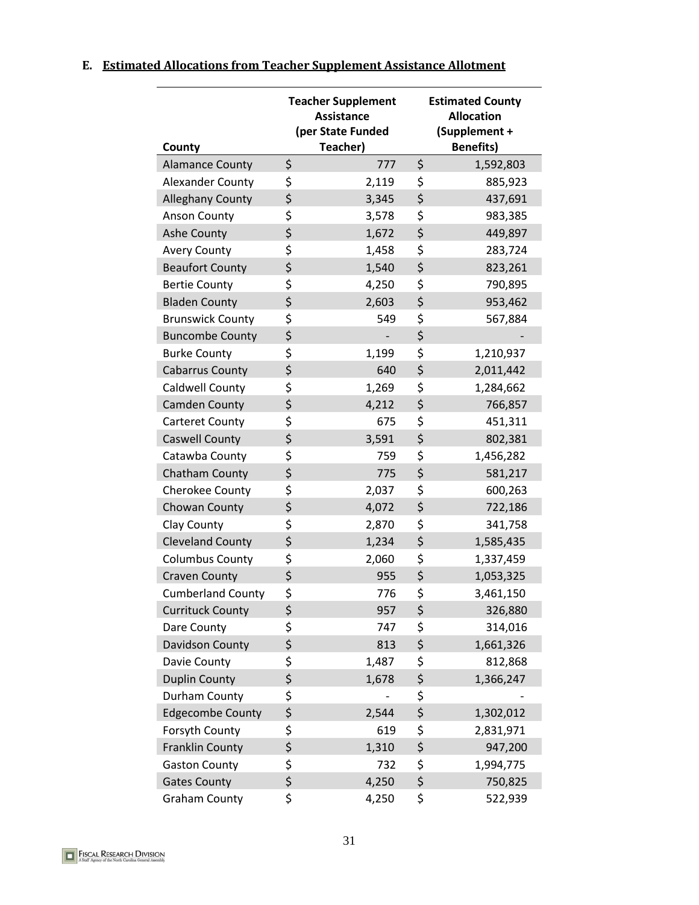## E. Estimated Allocations from Teacher Supplement Assistance Allotment

| County | Teacher Supplement Assistance (per State Funded Teacher) | Estimated County Allocation (Supplement + Benefits) |
|---|---|---|
| Alamance County | $ 777 | $ 1,592,803 |
| Alexander County | $ 2,119 | $ 885,923 |
| Alleghany County | $ 3,345 | $ 437,691 |
| Anson County | $ 3,578 | $ 983,385 |
| Ashe County | $ 1,672 | $ 449,897 |
| Avery County | $ 1,458 | $ 283,724 |
| Beaufort County | $ 1,540 | $ 823,261 |
| Bertie County | $ 4,250 | $ 790,895 |
| Bladen County | $ 2,603 | $ 953,462 |
| Brunswick County | $ 549 | $ 567,884 |
| Buncombe County | $ - | $ - |
| Burke County | $ 1,199 | $ 1,210,937 |
| Cabarrus County | $ 640 | $ 2,011,442 |
| Caldwell County | $ 1,269 | $ 1,284,662 |
| Camden County | $ 4,212 | $ 766,857 |
| Carteret County | $ 675 | $ 451,311 |
| Caswell County | $ 3,591 | $ 802,381 |
| Catawba County | $ 759 | $ 1,456,282 |
| Chatham County | $ 775 | $ 581,217 |
| Cherokee County | $ 2,037 | $ 600,263 |
| Chowan County | $ 4,072 | $ 722,186 |
| Clay County | $ 2,870 | $ 341,758 |
| Cleveland County | $ 1,234 | $ 1,585,435 |
| Columbus County | $ 2,060 | $ 1,337,459 |
| Craven County | $ 955 | $ 1,053,325 |
| Cumberland County | $ 776 | $ 3,461,150 |
| Currituck County | $ 957 | $ 326,880 |
| Dare County | $ 747 | $ 314,016 |
| Davidson County | $ 813 | $ 1,661,326 |
| Davie County | $ 1,487 | $ 812,868 |
| Duplin County | $ 1,678 | $ 1,366,247 |
| Durham County | $ - | $ - |
| Edgecombe County | $ 2,544 | $ 1,302,012 |
| Forsyth County | $ 619 | $ 2,831,971 |
| Franklin County | $ 1,310 | $ 947,200 |
| Gaston County | $ 732 | $ 1,994,775 |
| Gates County | $ 4,250 | $ 750,825 |
| Graham County | $ 4,250 | $ 522,939 |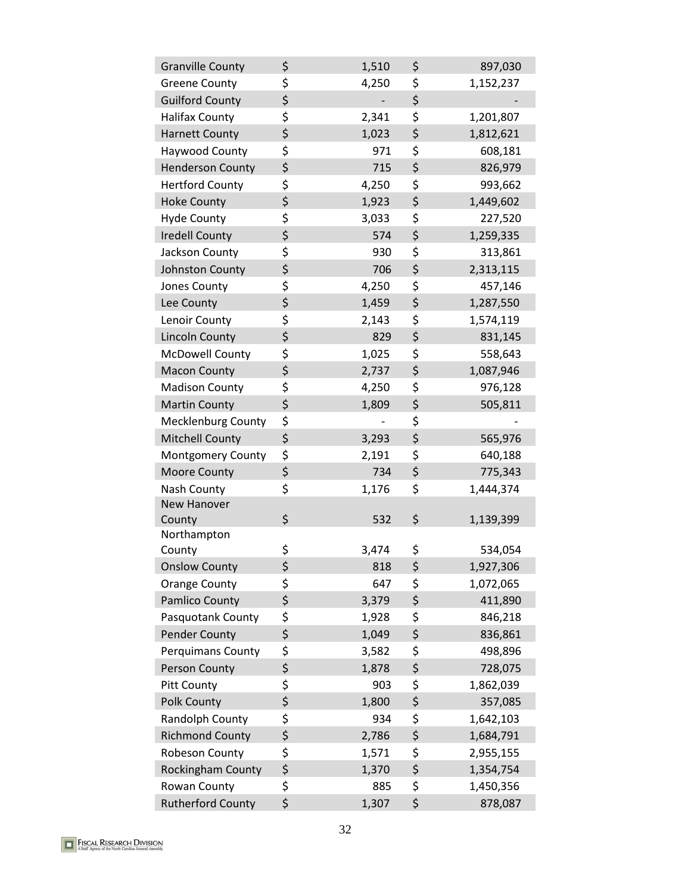| | | |
|---|---|---|
| Granville County | $ 1,510 | $ 897,030 |
| Greene County | $ 4,250 | $ 1,152,237 |
| Guilford County | $ - | $ - |
| Halifax County | $ 2,341 | $ 1,201,807 |
| Harnett County | $ 1,023 | $ 1,812,621 |
| Haywood County | $ 971 | $ 608,181 |
| Henderson County | $ 715 | $ 826,979 |
| Hertford County | $ 4,250 | $ 993,662 |
| Hoke County | $ 1,923 | $ 1,449,602 |
| Hyde County | $ 3,033 | $ 227,520 |
| Iredell County | $ 574 | $ 1,259,335 |
| Jackson County | $ 930 | $ 313,861 |
| Johnston County | $ 706 | $ 2,313,115 |
| Jones County | $ 4,250 | $ 457,146 |
| Lee County | $ 1,459 | $ 1,287,550 |
| Lenoir County | $ 2,143 | $ 1,574,119 |
| Lincoln County | $ 829 | $ 831,145 |
| McDowell County | $ 1,025 | $ 558,643 |
| Macon County | $ 2,737 | $ 1,087,946 |
| Madison County | $ 4,250 | $ 976,128 |
| Martin County | $ 1,809 | $ 505,811 |
| Mecklenburg County | $ - | $ - |
| Mitchell County | $ 3,293 | $ 565,976 |
| Montgomery County | $ 2,191 | $ 640,188 |
| Moore County | $ 734 | $ 775,343 |
| Nash County | $ 1,176 | $ 1,444,374 |
| New Hanover County | $ 532 | $ 1,139,399 |
| Northampton County | $ 3,474 | $ 534,054 |
| Onslow County | $ 818 | $ 1,927,306 |
| Orange County | $ 647 | $ 1,072,065 |
| Pamlico County | $ 3,379 | $ 411,890 |
| Pasquotank County | $ 1,928 | $ 846,218 |
| Pender County | $ 1,049 | $ 836,861 |
| Perquimans County | $ 3,582 | $ 498,896 |
| Person County | $ 1,878 | $ 728,075 |
| Pitt County | $ 903 | $ 1,862,039 |
| Polk County | $ 1,800 | $ 357,085 |
| Randolph County | $ 934 | $ 1,642,103 |
| Richmond County | $ 2,786 | $ 1,684,791 |
| Robeson County | $ 1,571 | $ 2,955,155 |
| Rockingham County | $ 1,370 | $ 1,354,754 |
| Rowan County | $ 885 | $ 1,450,356 |
| Rutherford County | $ 1,307 | $ 878,087 |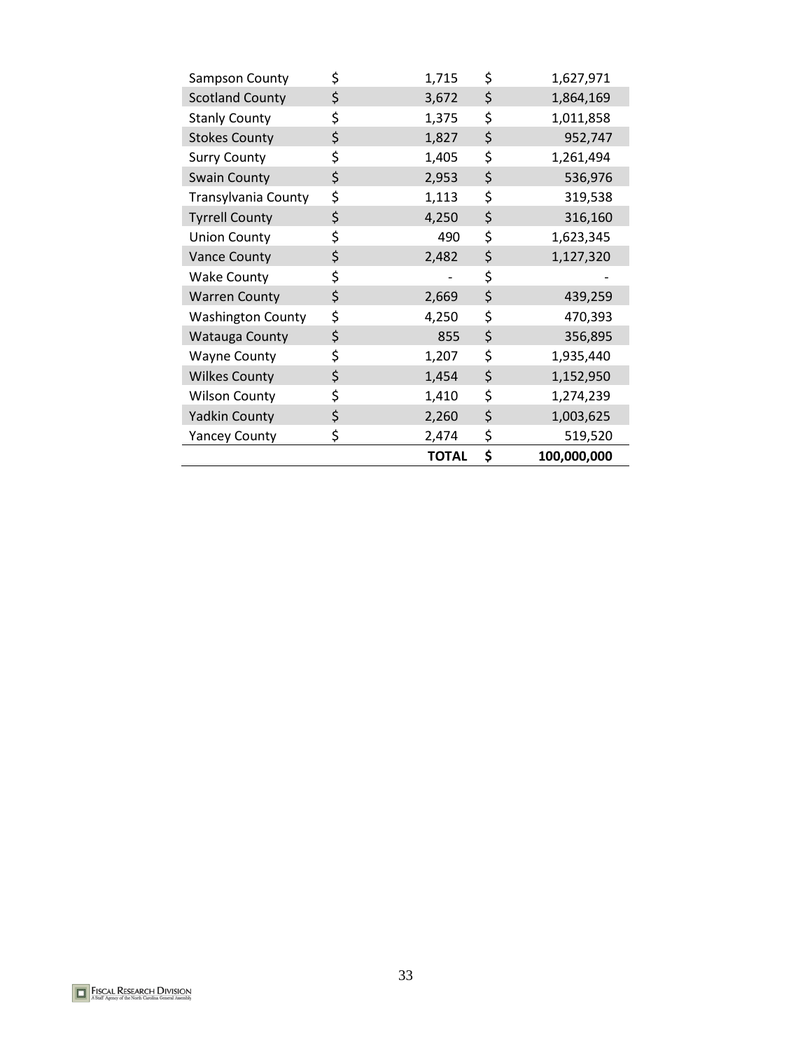| | | | |
|---|---|---|---|
| Sampson County | $ | 1,715 | $ 1,627,971 |
| Scotland County | $ | 3,672 | $ 1,864,169 |
| Stanly County | $ | 1,375 | $ 1,011,858 |
| Stokes County | $ | 1,827 | $ 952,747 |
| Surry County | $ | 1,405 | $ 1,261,494 |
| Swain County | $ | 2,953 | $ 536,976 |
| Transylvania County | $ | 1,113 | $ 319,538 |
| Tyrrell County | $ | 4,250 | $ 316,160 |
| Union County | $ | 490 | $ 1,623,345 |
| Vance County | $ | 2,482 | $ 1,127,320 |
| Wake County | $ | - | $ - |
| Warren County | $ | 2,669 | $ 439,259 |
| Washington County | $ | 4,250 | $ 470,393 |
| Watauga County | $ | 855 | $ 356,895 |
| Wayne County | $ | 1,207 | $ 1,935,440 |
| Wilkes County | $ | 1,454 | $ 1,152,950 |
| Wilson County | $ | 1,410 | $ 1,274,239 |
| Yadkin County | $ | 2,260 | $ 1,003,625 |
| Yancey County | $ | 2,474 | $ 519,520 |
| | | **TOTAL** | **$ 100,000,000** |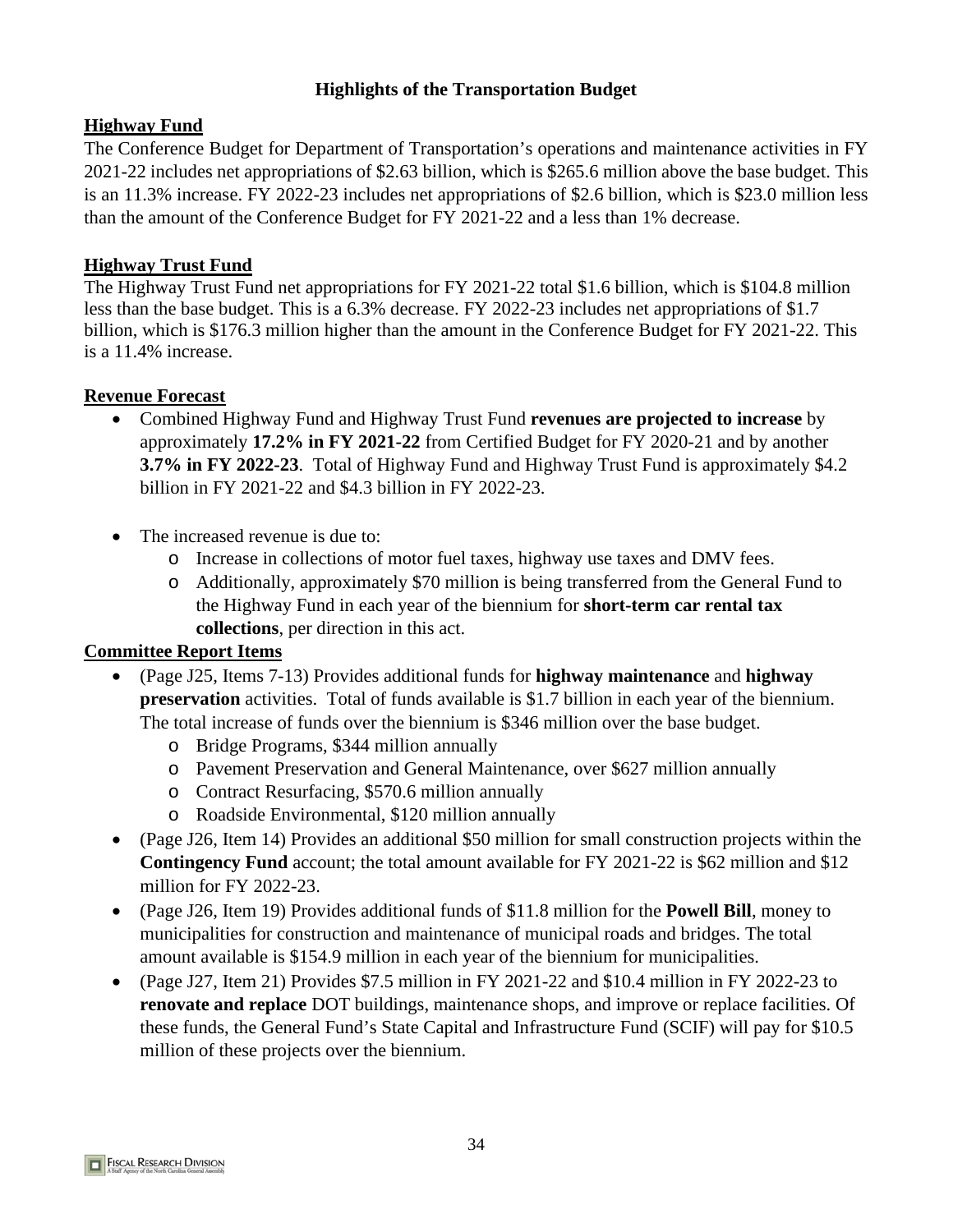# Highlights of the Transportation Budget

## Highway Fund

The Conference Budget for Department of Transportation's operations and maintenance activities in FY 2021-22 includes net appropriations of $2.63 billion, which is $265.6 million above the base budget. This is an 11.3% increase. FY 2022-23 includes net appropriations of $2.6 billion, which is $23.0 million less than the amount of the Conference Budget for FY 2021-22 and a less than 1% decrease.

## Highway Trust Fund

The Highway Trust Fund net appropriations for FY 2021-22 total $1.6 billion, which is $104.8 million less than the base budget. This is a 6.3% decrease. FY 2022-23 includes net appropriations of $1.7 billion, which is $176.3 million higher than the amount in the Conference Budget for FY 2021-22. This is a 11.4% increase.

## Revenue Forecast

- Combined Highway Fund and Highway Trust Fund **revenues are projected to increase** by approximately **17.2% in FY 2021-22** from Certified Budget for FY 2020-21 and by another **3.7% in FY 2022-23**. Total of Highway Fund and Highway Trust Fund is approximately $4.2 billion in FY 2021-22 and $4.3 billion in FY 2022-23.

- The increased revenue is due to:
  - Increase in collections of motor fuel taxes, highway use taxes and DMV fees.
  - Additionally, approximately $70 million is being transferred from the General Fund to the Highway Fund in each year of the biennium for **short-term car rental tax collections**, per direction in this act.

## Committee Report Items

- (Page J25, Items 7-13) Provides additional funds for **highway maintenance** and **highway preservation** activities. Total of funds available is $1.7 billion in each year of the biennium. The total increase of funds over the biennium is $346 million over the base budget.
  - Bridge Programs, $344 million annually
  - Pavement Preservation and General Maintenance, over $627 million annually
  - Contract Resurfacing, $570.6 million annually
  - Roadside Environmental, $120 million annually
- (Page J26, Item 14) Provides an additional $50 million for small construction projects within the **Contingency Fund** account; the total amount available for FY 2021-22 is $62 million and $12 million for FY 2022-23.
- (Page J26, Item 19) Provides additional funds of $11.8 million for the **Powell Bill**, money to municipalities for construction and maintenance of municipal roads and bridges. The total amount available is $154.9 million in each year of the biennium for municipalities.
- (Page J27, Item 21) Provides $7.5 million in FY 2021-22 and $10.4 million in FY 2022-23 to **renovate and replace** DOT buildings, maintenance shops, and improve or replace facilities. Of these funds, the General Fund's State Capital and Infrastructure Fund (SCIF) will pay for $10.5 million of these projects over the biennium.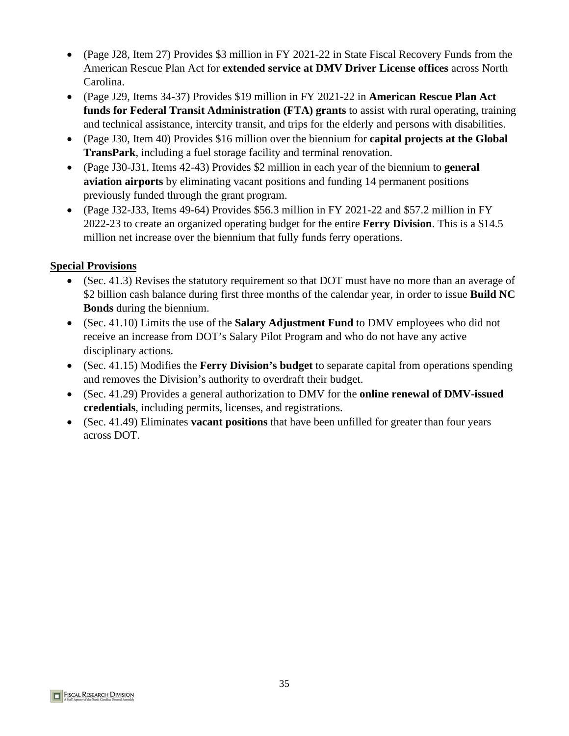- (Page J28, Item 27) Provides $3 million in FY 2021-22 in State Fiscal Recovery Funds from the American Rescue Plan Act for **extended service at DMV Driver License offices** across North Carolina.
- (Page J29, Items 34-37) Provides $19 million in FY 2021-22 in **American Rescue Plan Act funds for Federal Transit Administration (FTA) grants** to assist with rural operating, training and technical assistance, intercity transit, and trips for the elderly and persons with disabilities.
- (Page J30, Item 40) Provides $16 million over the biennium for **capital projects at the Global TransPark**, including a fuel storage facility and terminal renovation.
- (Page J30-J31, Items 42-43) Provides $2 million in each year of the biennium to **general aviation airports** by eliminating vacant positions and funding 14 permanent positions previously funded through the grant program.
- (Page J32-J33, Items 49-64) Provides $56.3 million in FY 2021-22 and $57.2 million in FY 2022-23 to create an organized operating budget for the entire **Ferry Division**. This is a $14.5 million net increase over the biennium that fully funds ferry operations.

**Special Provisions**

- (Sec. 41.3) Revises the statutory requirement so that DOT must have no more than an average of $2 billion cash balance during first three months of the calendar year, in order to issue **Build NC Bonds** during the biennium.
- (Sec. 41.10) Limits the use of the **Salary Adjustment Fund** to DMV employees who did not receive an increase from DOT's Salary Pilot Program and who do not have any active disciplinary actions.
- (Sec. 41.15) Modifies the **Ferry Division's budget** to separate capital from operations spending and removes the Division's authority to overdraft their budget.
- (Sec. 41.29) Provides a general authorization to DMV for the **online renewal of DMV-issued credentials**, including permits, licenses, and registrations.
- (Sec. 41.49) Eliminates **vacant positions** that have been unfilled for greater than four years across DOT.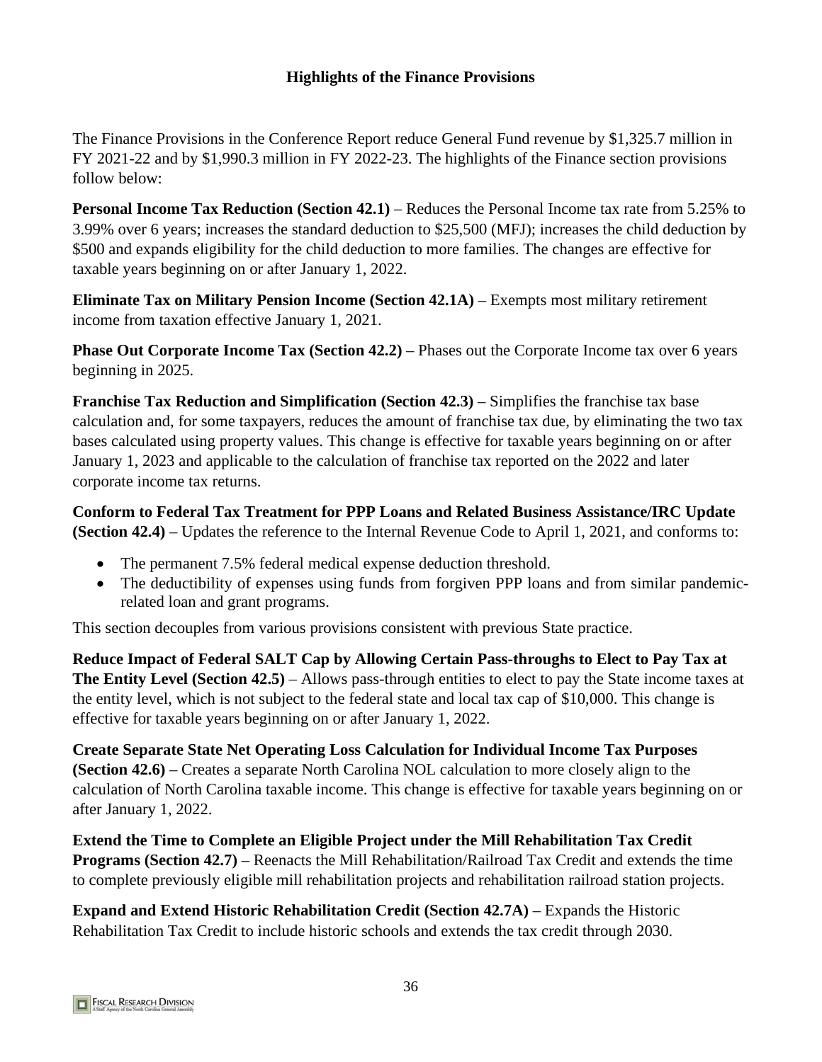## Highlights of the Finance Provisions

The Finance Provisions in the Conference Report reduce General Fund revenue by $1,325.7 million in FY 2021-22 and by $1,990.3 million in FY 2022-23. The highlights of the Finance section provisions follow below:

**Personal Income Tax Reduction (Section 42.1)** – Reduces the Personal Income tax rate from 5.25% to 3.99% over 6 years; increases the standard deduction to $25,500 (MFJ); increases the child deduction by $500 and expands eligibility for the child deduction to more families. The changes are effective for taxable years beginning on or after January 1, 2022.

**Eliminate Tax on Military Pension Income (Section 42.1A)** – Exempts most military retirement income from taxation effective January 1, 2021.

**Phase Out Corporate Income Tax (Section 42.2)** – Phases out the Corporate Income tax over 6 years beginning in 2025.

**Franchise Tax Reduction and Simplification (Section 42.3)** – Simplifies the franchise tax base calculation and, for some taxpayers, reduces the amount of franchise tax due, by eliminating the two tax bases calculated using property values. This change is effective for taxable years beginning on or after January 1, 2023 and applicable to the calculation of franchise tax reported on the 2022 and later corporate income tax returns.

**Conform to Federal Tax Treatment for PPP Loans and Related Business Assistance/IRC Update (Section 42.4)** – Updates the reference to the Internal Revenue Code to April 1, 2021, and conforms to:

- The permanent 7.5% federal medical expense deduction threshold.
- The deductibility of expenses using funds from forgiven PPP loans and from similar pandemic-related loan and grant programs.

This section decouples from various provisions consistent with previous State practice.

**Reduce Impact of Federal SALT Cap by Allowing Certain Pass-throughs to Elect to Pay Tax at The Entity Level (Section 42.5)** – Allows pass-through entities to elect to pay the State income taxes at the entity level, which is not subject to the federal state and local tax cap of $10,000. This change is effective for taxable years beginning on or after January 1, 2022.

**Create Separate State Net Operating Loss Calculation for Individual Income Tax Purposes (Section 42.6)** – Creates a separate North Carolina NOL calculation to more closely align to the calculation of North Carolina taxable income. This change is effective for taxable years beginning on or after January 1, 2022.

**Extend the Time to Complete an Eligible Project under the Mill Rehabilitation Tax Credit Programs (Section 42.7)** – Reenacts the Mill Rehabilitation/Railroad Tax Credit and extends the time to complete previously eligible mill rehabilitation projects and rehabilitation railroad station projects.

**Expand and Extend Historic Rehabilitation Credit (Section 42.7A)** – Expands the Historic Rehabilitation Tax Credit to include historic schools and extends the tax credit through 2030.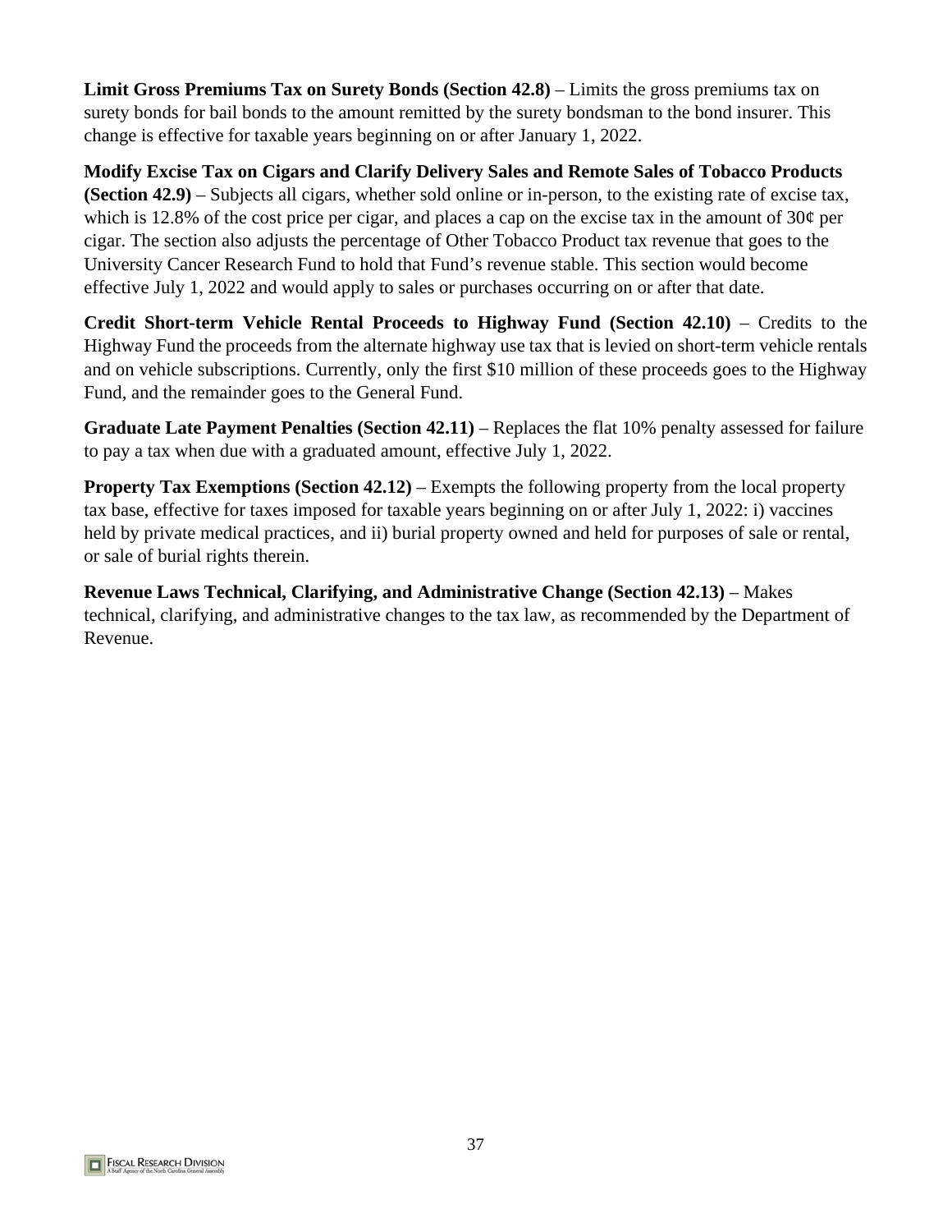**Limit Gross Premiums Tax on Surety Bonds (Section 42.8)** – Limits the gross premiums tax on surety bonds for bail bonds to the amount remitted by the surety bondsman to the bond insurer. This change is effective for taxable years beginning on or after January 1, 2022.

**Modify Excise Tax on Cigars and Clarify Delivery Sales and Remote Sales of Tobacco Products (Section 42.9)** – Subjects all cigars, whether sold online or in-person, to the existing rate of excise tax, which is 12.8% of the cost price per cigar, and places a cap on the excise tax in the amount of 30¢ per cigar. The section also adjusts the percentage of Other Tobacco Product tax revenue that goes to the University Cancer Research Fund to hold that Fund's revenue stable. This section would become effective July 1, 2022 and would apply to sales or purchases occurring on or after that date.

**Credit Short-term Vehicle Rental Proceeds to Highway Fund (Section 42.10)** – Credits to the Highway Fund the proceeds from the alternate highway use tax that is levied on short-term vehicle rentals and on vehicle subscriptions. Currently, only the first $10 million of these proceeds goes to the Highway Fund, and the remainder goes to the General Fund.

**Graduate Late Payment Penalties (Section 42.11)** – Replaces the flat 10% penalty assessed for failure to pay a tax when due with a graduated amount, effective July 1, 2022.

**Property Tax Exemptions (Section 42.12)** – Exempts the following property from the local property tax base, effective for taxes imposed for taxable years beginning on or after July 1, 2022: i) vaccines held by private medical practices, and ii) burial property owned and held for purposes of sale or rental, or sale of burial rights therein.

**Revenue Laws Technical, Clarifying, and Administrative Change (Section 42.13)** – Makes technical, clarifying, and administrative changes to the tax law, as recommended by the Department of Revenue.